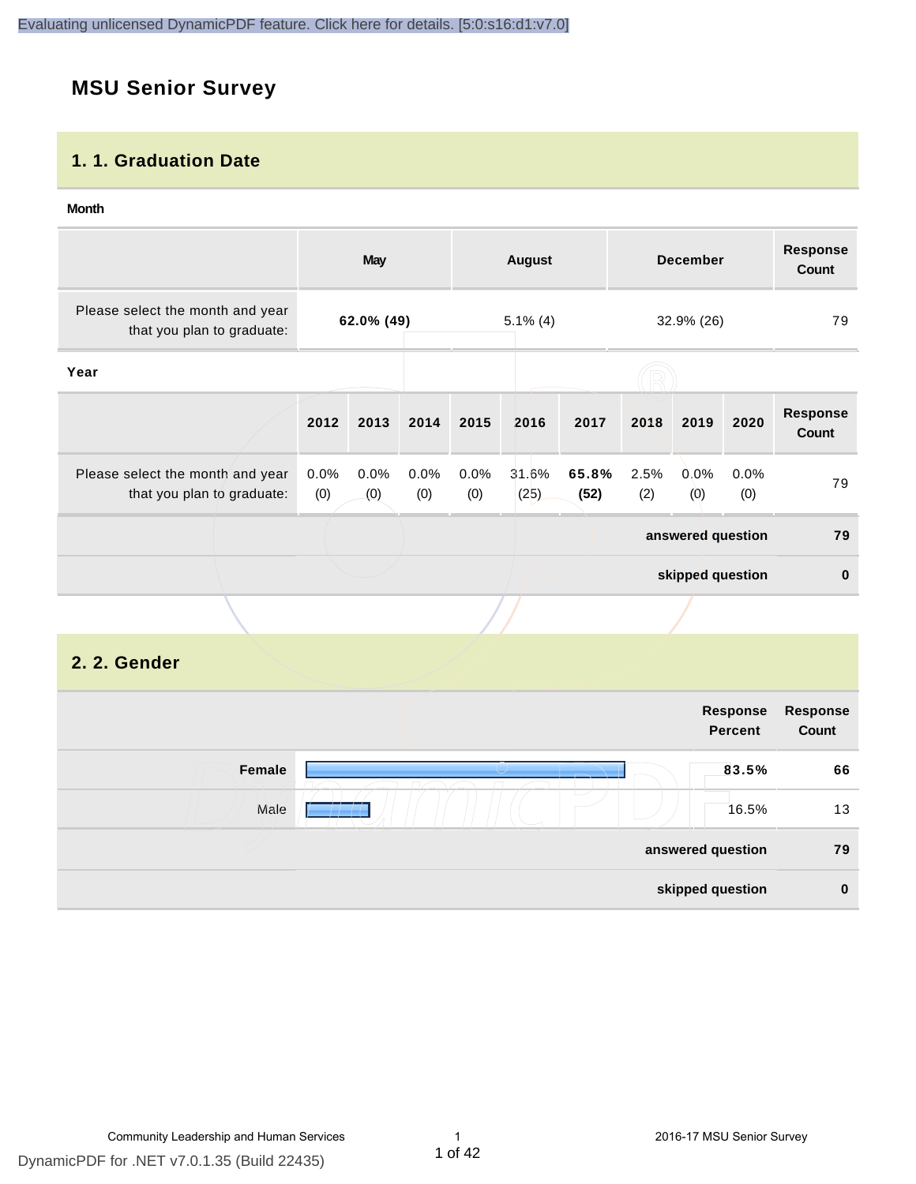# MSU Senior Survey

## 1. 1. Graduation Date

**Month**

| | May | August | December | Response Count |
|---|---|---|---|---|
| Please select the month and year that you plan to graduate: | **62.0% (49)** | 5.1% (4) | 32.9% (26) | 79 |

**Year**

| | 2012 | 2013 | 2014 | 2015 | 2016 | 2017 | 2018 | 2019 | 2020 | Response Count |
|---|---|---|---|---|---|---|---|---|---|---|
| Please select the month and year that you plan to graduate: | 0.0% (0) | 0.0% (0) | 0.0% (0) | 0.0% (0) | 31.6% (25) | **65.8% (52)** | 2.5% (2) | 0.0% (0) | 0.0% (0) | 79 |
| | | | | | | | | | **answered question** | **79** |
| | | | | | | | | | **skipped question** | **0** |

## 2. 2. Gender

| | Response Percent | Response Count |
|---|---|---|
| **Female** | **83.5%** | **66** |
| Male | 16.5% | 13 |
| **answered question** | | **79** |
| **skipped question** | | **0** |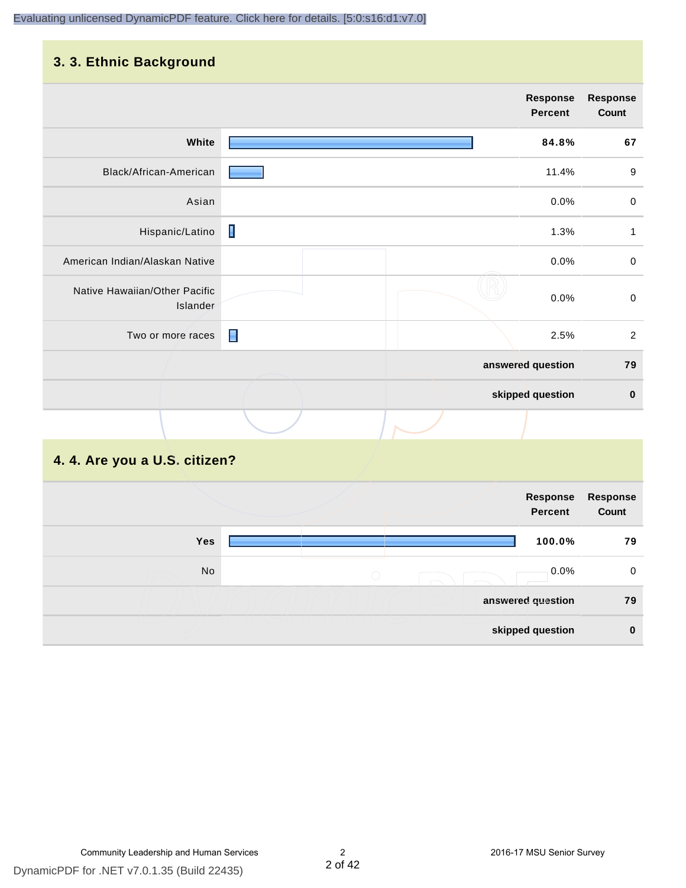## 3. 3. Ethnic Background

| | Response Percent | Response Count |
|---|---|---|
| **White** | **84.8%** | **67** |
| Black/African-American | 11.4% | 9 |
| Asian | 0.0% | 0 |
| Hispanic/Latino | 1.3% | 1 |
| American Indian/Alaskan Native | 0.0% | 0 |
| Native Hawaiian/Other Pacific Islander | 0.0% | 0 |
| Two or more races | 2.5% | 2 |
| **answered question** | | **79** |
| **skipped question** | | **0** |

## 4. 4. Are you a U.S. citizen?

| | Response Percent | Response Count |
|---|---|---|
| **Yes** | **100.0%** | **79** |
| No | 0.0% | 0 |
| **answered question** | | **79** |
| **skipped question** | | **0** |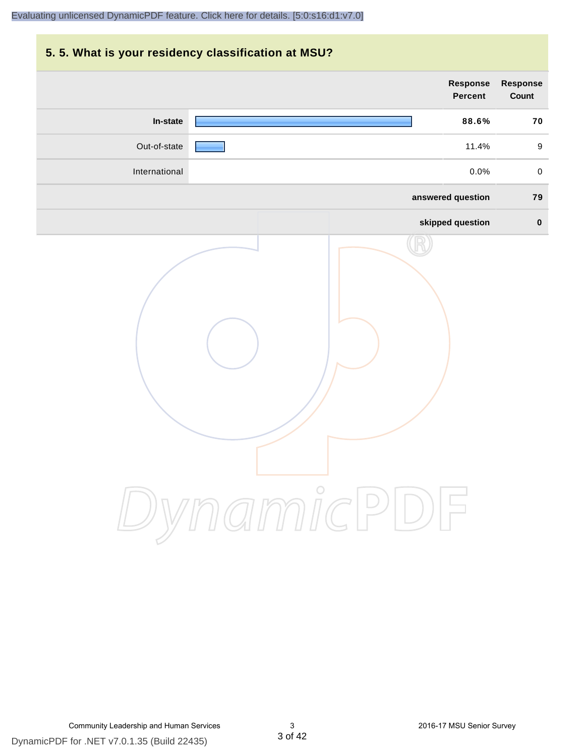## 5. 5. What is your residency classification at MSU?

| | Response Percent | Response Count |
|---|---|---|
| **In-state** | **88.6%** | **70** |
| Out-of-state | 11.4% | 9 |
| International | 0.0% | 0 |
| **answered question** | | **79** |
| **skipped question** | | **0** |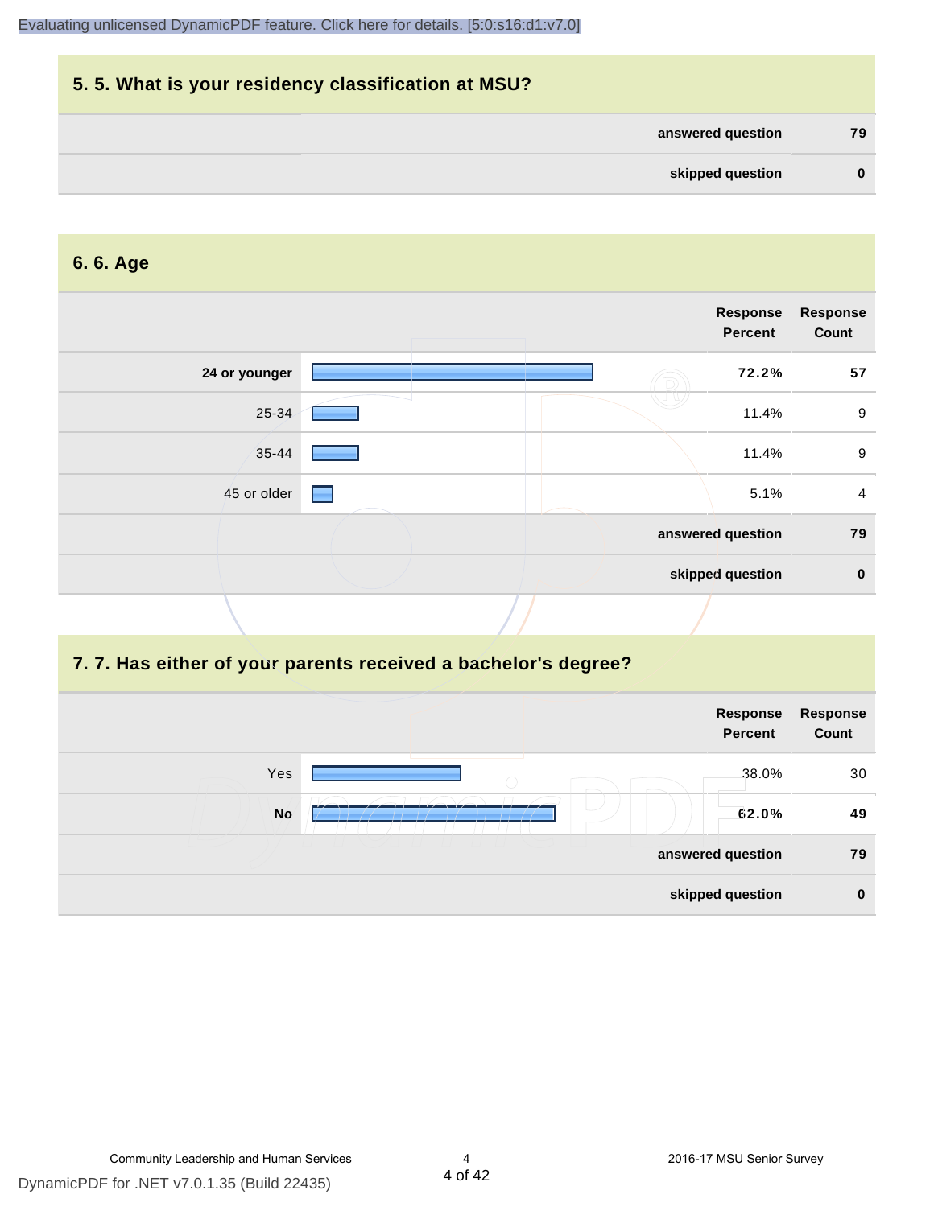Evaluating unlicensed DynamicPDF feature. Click here for details. [5:0:s16:d1:v7.0]

## 5. 5. What is your residency classification at MSU?

| | |
|---|---|
| **answered question** | **79** |
| **skipped question** | **0** |

## 6. 6. Age

| | Response Percent | Response Count |
|---|---|---|
| **24 or younger** | **72.2%** | **57** |
| 25-34 | 11.4% | 9 |
| 35-44 | 11.4% | 9 |
| 45 or older | 5.1% | 4 |
| **answered question** | | **79** |
| **skipped question** | | **0** |

## 7. 7. Has either of your parents received a bachelor's degree?

| | Response Percent | Response Count |
|---|---|---|
| Yes | 38.0% | 30 |
| **No** | **62.0%** | **49** |
| **answered question** | | **79** |
| **skipped question** | | **0** |

Community Leadership and Human Services | 2016-17 MSU Senior Survey

DynamicPDF for .NET v7.0.1.35 (Build 22435)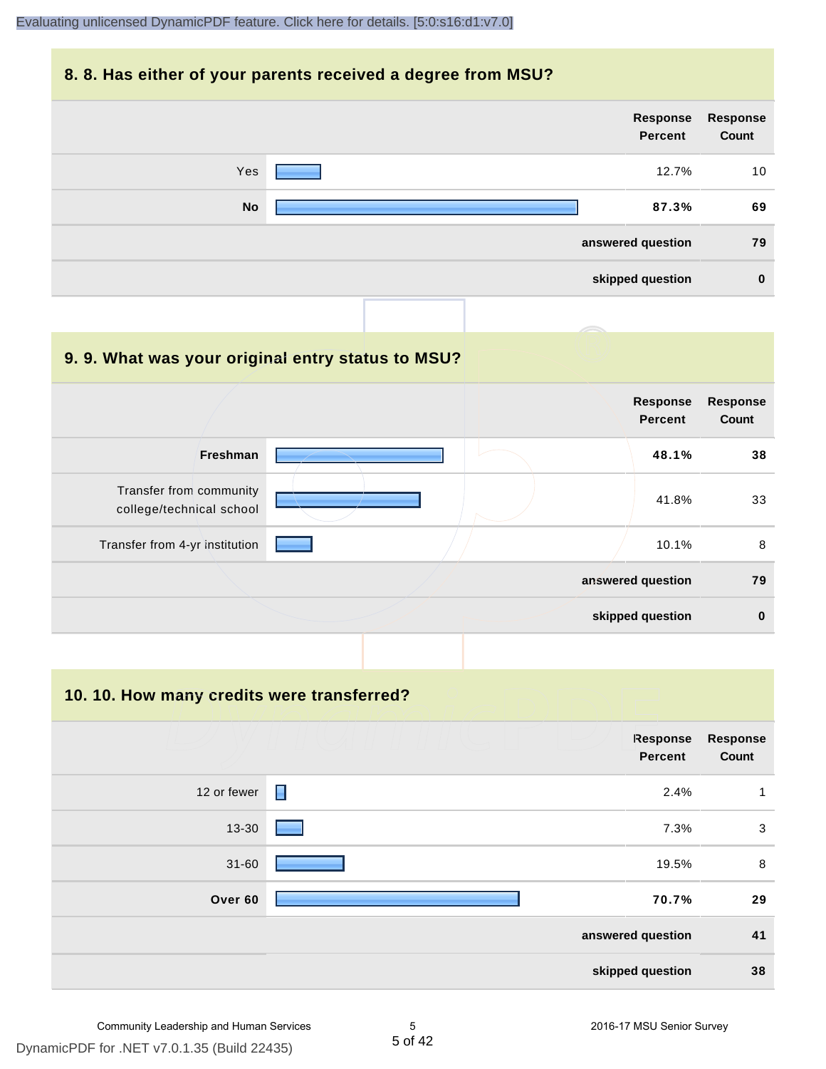## 8. 8. Has either of your parents received a degree from MSU?

| | Response Percent | Response Count |
|---|---|---|
| Yes | 12.7% | 10 |
| **No** | **87.3%** | **69** |
| | **answered question** | **79** |
| | **skipped question** | **0** |

## 9. 9. What was your original entry status to MSU?

| | Response Percent | Response Count |
|---|---|---|
| **Freshman** | **48.1%** | **38** |
| Transfer from community college/technical school | 41.8% | 33 |
| Transfer from 4-yr institution | 10.1% | 8 |
| | **answered question** | **79** |
| | **skipped question** | **0** |

## 10. 10. How many credits were transferred?

| | Response Percent | Response Count |
|---|---|---|
| 12 or fewer | 2.4% | 1 |
| 13-30 | 7.3% | 3 |
| 31-60 | 19.5% | 8 |
| **Over 60** | **70.7%** | **29** |
| | **answered question** | **41** |
| | **skipped question** | **38** |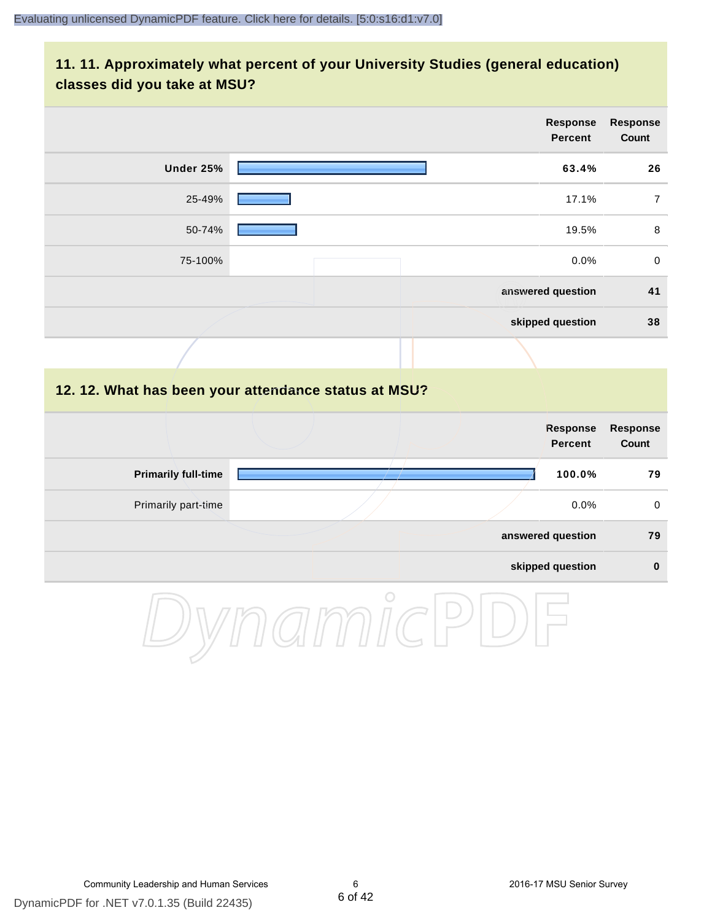## 11. 11. Approximately what percent of your University Studies (general education) classes did you take at MSU?

| | Response Percent | Response Count |
|---|---|---|
| **Under 25%** | **63.4%** | **26** |
| 25-49% | 17.1% | 7 |
| 50-74% | 19.5% | 8 |
| 75-100% | 0.0% | 0 |
| | **answered question** | **41** |
| | **skipped question** | **38** |

## 12. 12. What has been your attendance status at MSU?

| | Response Percent | Response Count |
|---|---|---|
| **Primarily full-time** | **100.0%** | **79** |
| Primarily part-time | 0.0% | 0 |
| | **answered question** | **79** |
| | **skipped question** | **0** |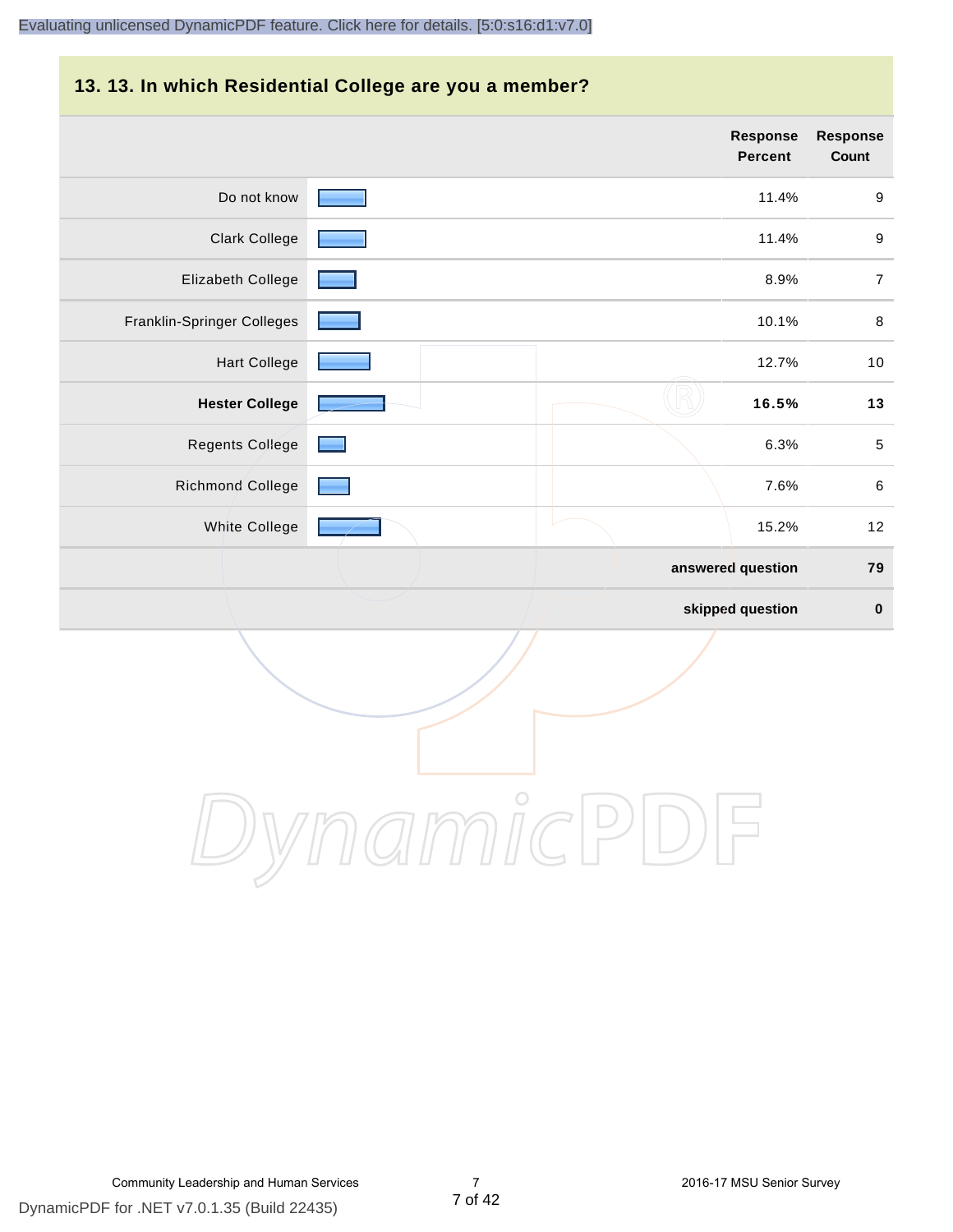## 13. 13. In which Residential College are you a member?

| | Response Percent | Response Count |
|---|---|---|
| Do not know | 11.4% | 9 |
| Clark College | 11.4% | 9 |
| Elizabeth College | 8.9% | 7 |
| Franklin-Springer Colleges | 10.1% | 8 |
| Hart College | 12.7% | 10 |
| **Hester College** | **16.5%** | **13** |
| Regents College | 6.3% | 5 |
| Richmond College | 7.6% | 6 |
| White College | 15.2% | 12 |
| | **answered question** | **79** |
| | **skipped question** | **0** |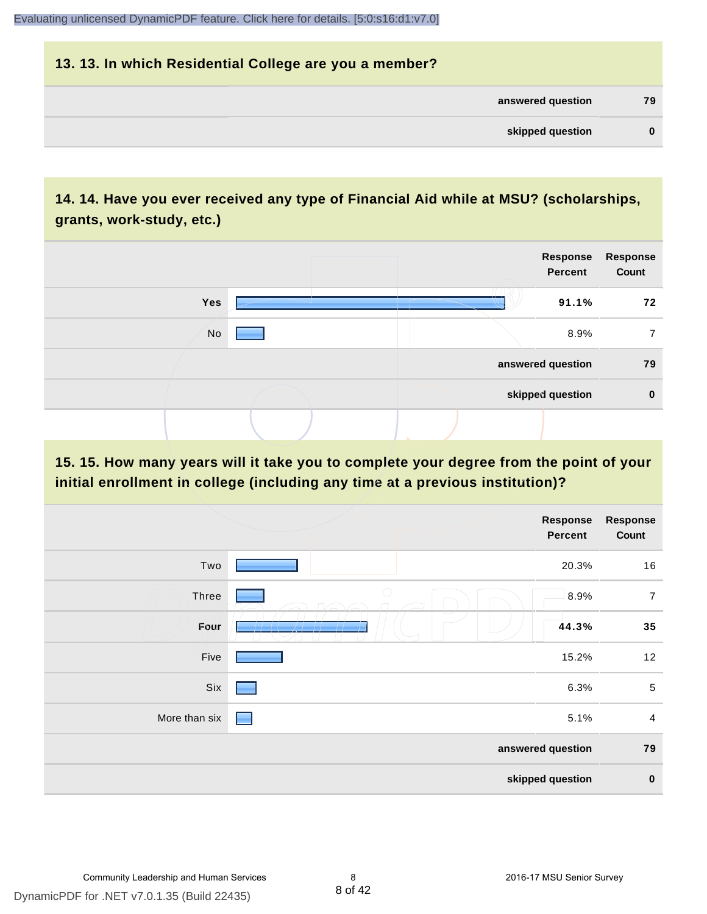## 13. 13. In which Residential College are you a member?

| | |
|---|---|
| answered question | 79 |
| skipped question | 0 |

## 14. 14. Have you ever received any type of Financial Aid while at MSU? (scholarships, grants, work-study, etc.)

| | Response Percent | Response Count |
|---|---|---|
| **Yes** | **91.1%** | **72** |
| No | 8.9% | 7 |
| answered question | | 79 |
| skipped question | | 0 |

## 15. 15. How many years will it take you to complete your degree from the point of your initial enrollment in college (including any time at a previous institution)?

| | Response Percent | Response Count |
|---|---|---|
| Two | 20.3% | 16 |
| Three | 8.9% | 7 |
| **Four** | **44.3%** | **35** |
| Five | 15.2% | 12 |
| Six | 6.3% | 5 |
| More than six | 5.1% | 4 |
| answered question | | 79 |
| skipped question | | 0 |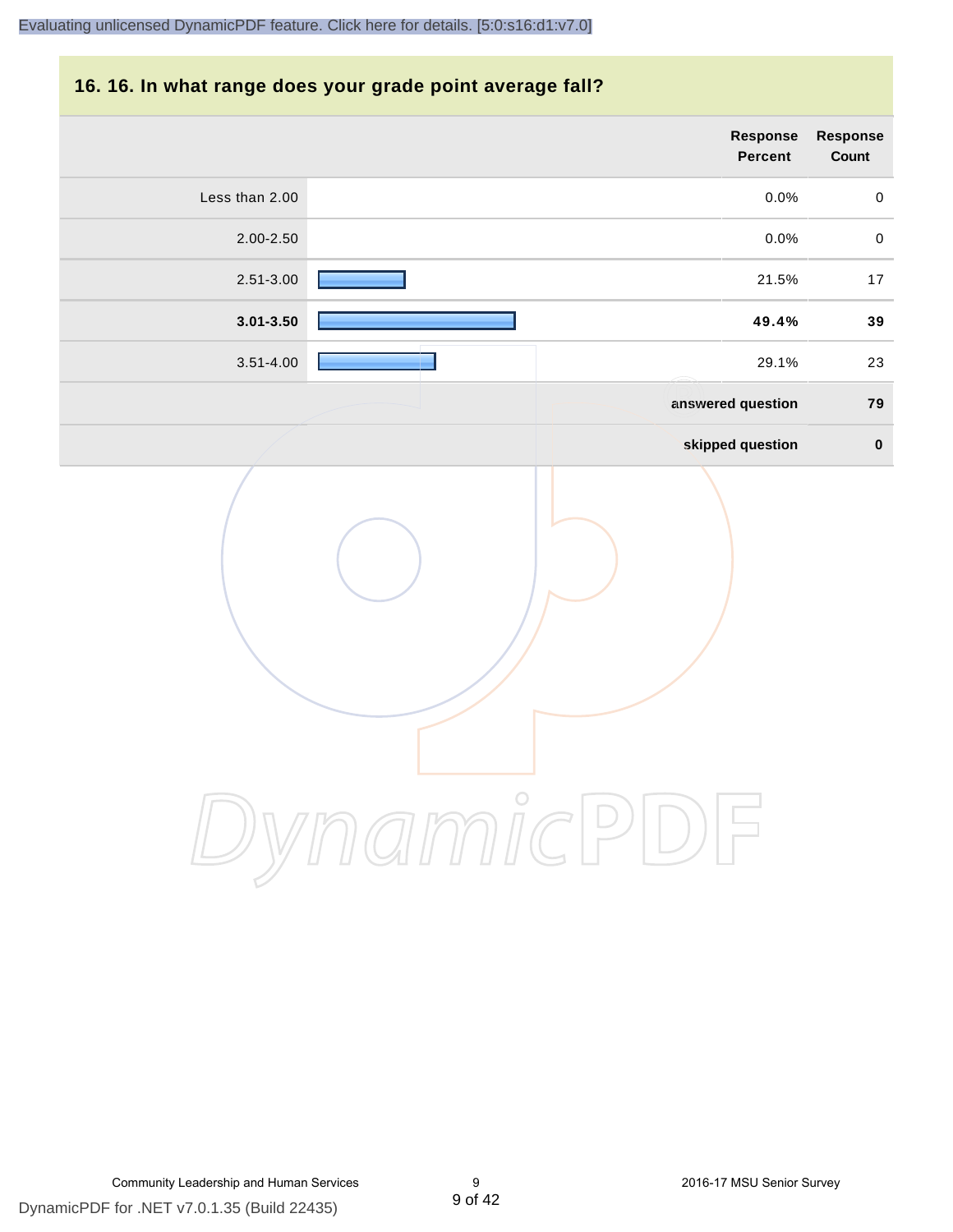## 16. 16. In what range does your grade point average fall?

| | Response Percent | Response Count |
|---|---|---|
| Less than 2.00 | 0.0% | 0 |
| 2.00-2.50 | 0.0% | 0 |
| 2.51-3.00 | 21.5% | 17 |
| **3.01-3.50** | **49.4%** | **39** |
| 3.51-4.00 | 29.1% | 23 |
| | **answered question** | **79** |
| | **skipped question** | **0** |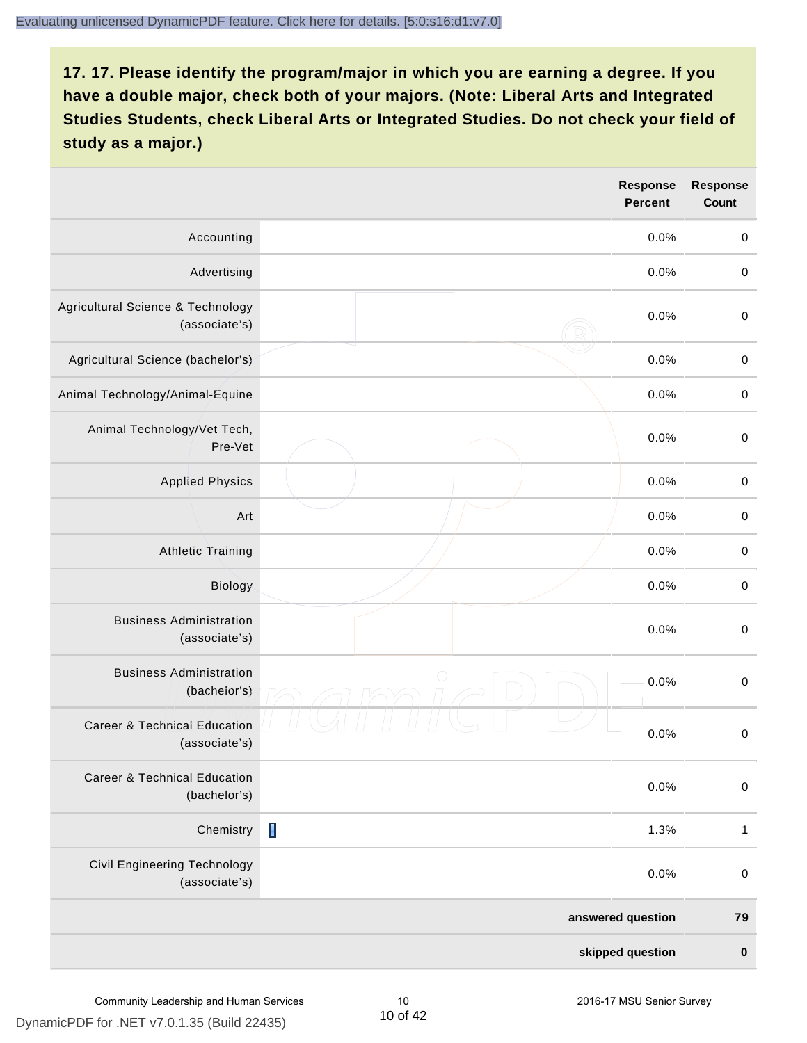**17. 17. Please identify the program/major in which you are earning a degree. If you have a double major, check both of your majors. (Note: Liberal Arts and Integrated Studies Students, check Liberal Arts or Integrated Studies. Do not check your field of study as a major.)**

| | Response Percent | Response Count |
|---|---|---|
| Accounting | 0.0% | 0 |
| Advertising | 0.0% | 0 |
| Agricultural Science & Technology (associate's) | 0.0% | 0 |
| Agricultural Science (bachelor's) | 0.0% | 0 |
| Animal Technology/Animal-Equine | 0.0% | 0 |
| Animal Technology/Vet Tech, Pre-Vet | 0.0% | 0 |
| Applied Physics | 0.0% | 0 |
| Art | 0.0% | 0 |
| Athletic Training | 0.0% | 0 |
| Biology | 0.0% | 0 |
| Business Administration (associate's) | 0.0% | 0 |
| Business Administration (bachelor's) | 0.0% | 0 |
| Career & Technical Education (associate's) | 0.0% | 0 |
| Career & Technical Education (bachelor's) | 0.0% | 0 |
| Chemistry | 1.3% | 1 |
| Civil Engineering Technology (associate's) | 0.0% | 0 |
| **answered question** | | **79** |
| **skipped question** | | **0** |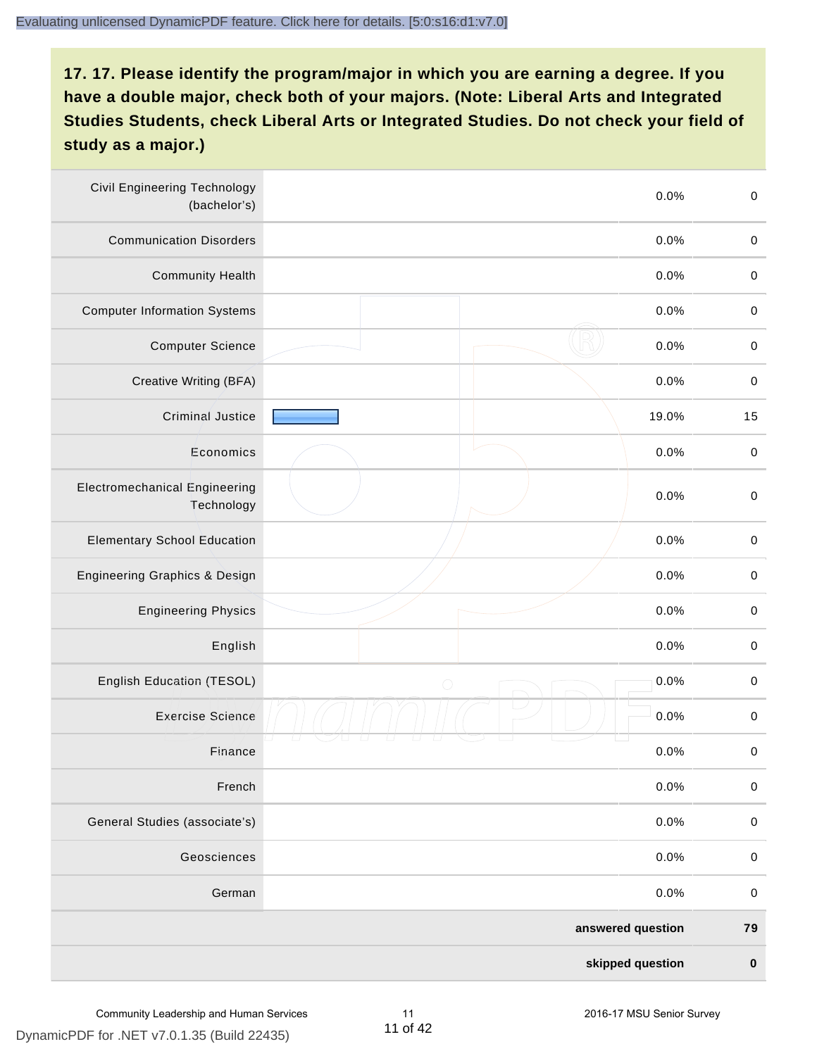## 17. 17. Please identify the program/major in which you are earning a degree. If you have a double major, check both of your majors. (Note: Liberal Arts and Integrated Studies Students, check Liberal Arts or Integrated Studies. Do not check your field of study as a major.)

| Program/Major | Percent | Count |
|---|---|---|
| Civil Engineering Technology (bachelor's) | 0.0% | 0 |
| Communication Disorders | 0.0% | 0 |
| Community Health | 0.0% | 0 |
| Computer Information Systems | 0.0% | 0 |
| Computer Science | 0.0% | 0 |
| Creative Writing (BFA) | 0.0% | 0 |
| Criminal Justice | 19.0% | 15 |
| Economics | 0.0% | 0 |
| Electromechanical Engineering Technology | 0.0% | 0 |
| Elementary School Education | 0.0% | 0 |
| Engineering Graphics & Design | 0.0% | 0 |
| Engineering Physics | 0.0% | 0 |
| English | 0.0% | 0 |
| English Education (TESOL) | 0.0% | 0 |
| Exercise Science | 0.0% | 0 |
| Finance | 0.0% | 0 |
| French | 0.0% | 0 |
| General Studies (associate's) | 0.0% | 0 |
| Geosciences | 0.0% | 0 |
| German | 0.0% | 0 |
| **answered question** | | **79** |
| **skipped question** | | **0** |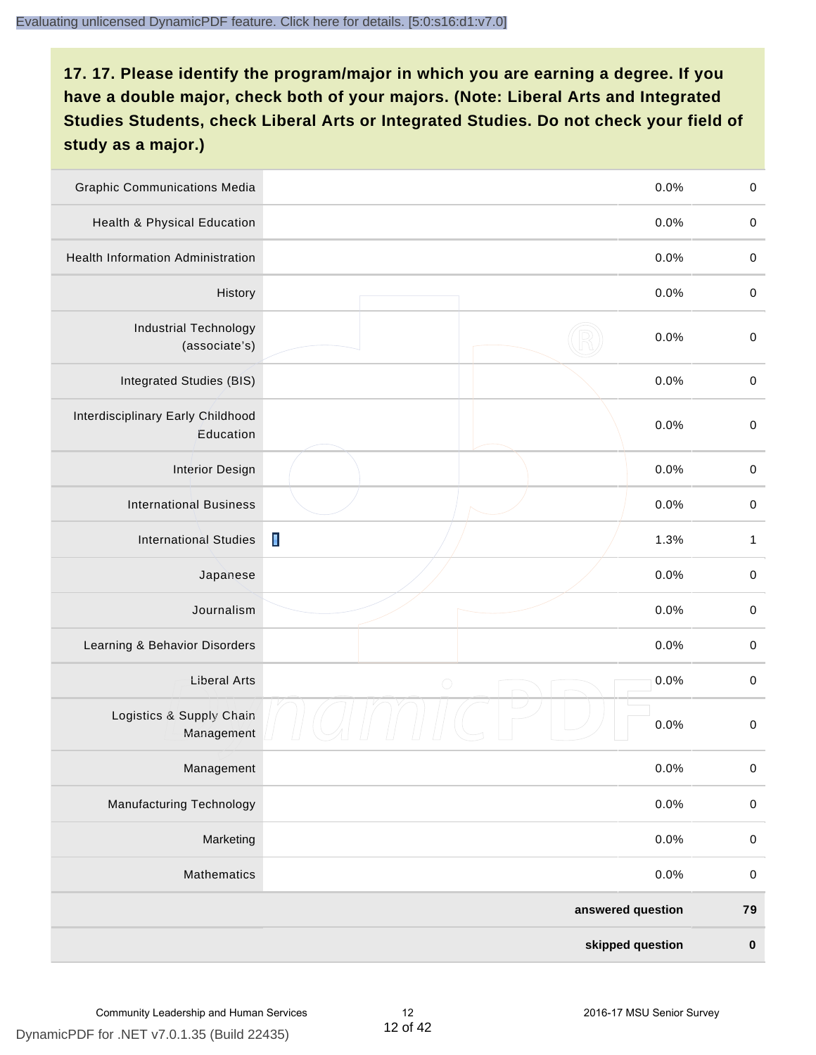**17. 17. Please identify the program/major in which you are earning a degree. If you have a double major, check both of your majors. (Note: Liberal Arts and Integrated Studies Students, check Liberal Arts or Integrated Studies. Do not check your field of study as a major.)**

| Program/Major | Percent | Count |
|---|---|---|
| Graphic Communications Media | 0.0% | 0 |
| Health & Physical Education | 0.0% | 0 |
| Health Information Administration | 0.0% | 0 |
| History | 0.0% | 0 |
| Industrial Technology (associate's) | 0.0% | 0 |
| Integrated Studies (BIS) | 0.0% | 0 |
| Interdisciplinary Early Childhood Education | 0.0% | 0 |
| Interior Design | 0.0% | 0 |
| International Business | 0.0% | 0 |
| International Studies | 1.3% | 1 |
| Japanese | 0.0% | 0 |
| Journalism | 0.0% | 0 |
| Learning & Behavior Disorders | 0.0% | 0 |
| Liberal Arts | 0.0% | 0 |
| Logistics & Supply Chain Management | 0.0% | 0 |
| Management | 0.0% | 0 |
| Manufacturing Technology | 0.0% | 0 |
| Marketing | 0.0% | 0 |
| Mathematics | 0.0% | 0 |
| | **answered question** | **79** |
| | **skipped question** | **0** |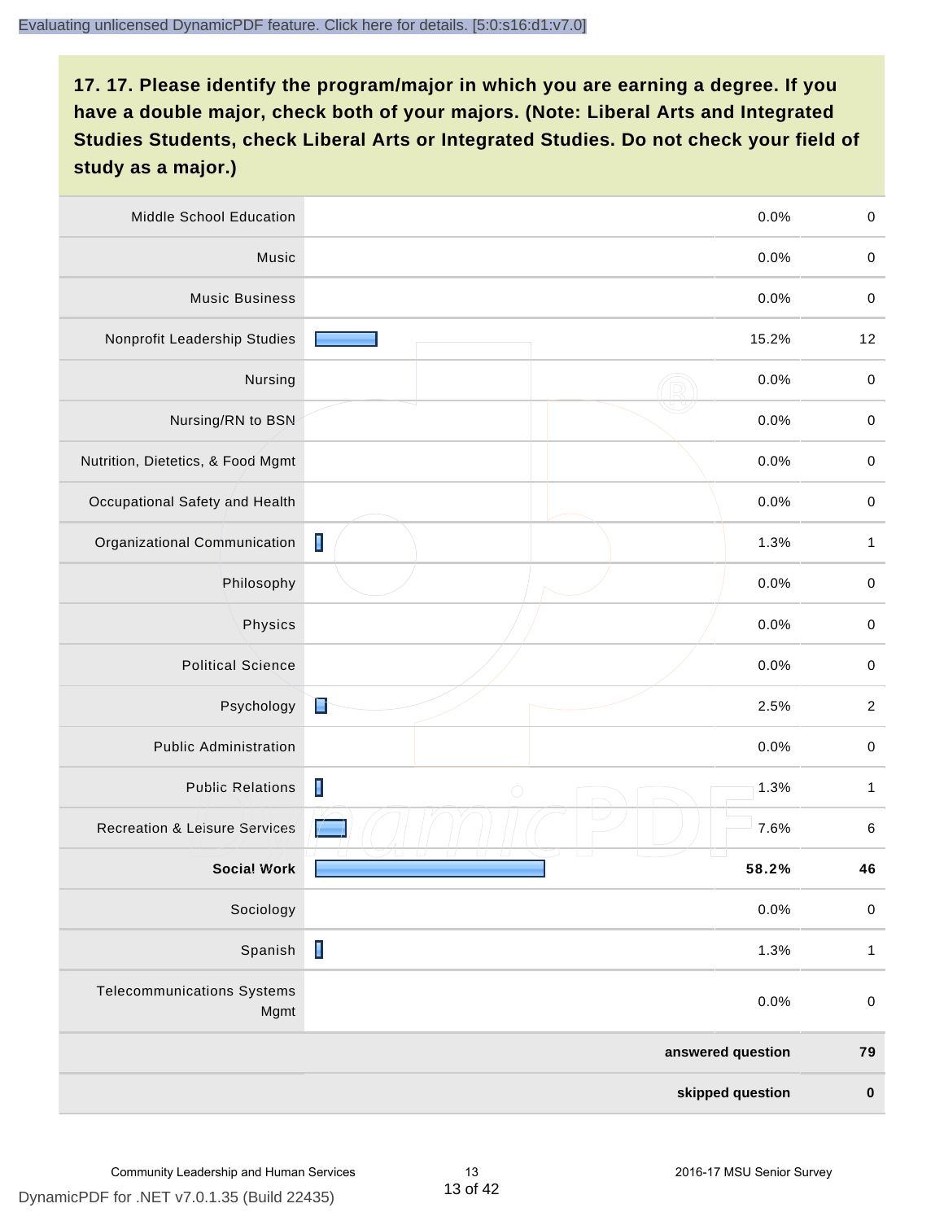**17. 17. Please identify the program/major in which you are earning a degree. If you have a double major, check both of your majors. (Note: Liberal Arts and Integrated Studies Students, check Liberal Arts or Integrated Studies. Do not check your field of study as a major.)**

| Program/Major | Percent | Count |
|---|---|---|
| Middle School Education | 0.0% | 0 |
| Music | 0.0% | 0 |
| Music Business | 0.0% | 0 |
| Nonprofit Leadership Studies | 15.2% | 12 |
| Nursing | 0.0% | 0 |
| Nursing/RN to BSN | 0.0% | 0 |
| Nutrition, Dietetics, & Food Mgmt | 0.0% | 0 |
| Occupational Safety and Health | 0.0% | 0 |
| Organizational Communication | 1.3% | 1 |
| Philosophy | 0.0% | 0 |
| Physics | 0.0% | 0 |
| Political Science | 0.0% | 0 |
| Psychology | 2.5% | 2 |
| Public Administration | 0.0% | 0 |
| Public Relations | 1.3% | 1 |
| Recreation & Leisure Services | 7.6% | 6 |
| **Social Work** | **58.2%** | **46** |
| Sociology | 0.0% | 0 |
| Spanish | 1.3% | 1 |
| Telecommunications Systems Mgmt | 0.0% | 0 |
| | **answered question** | **79** |
| | **skipped question** | **0** |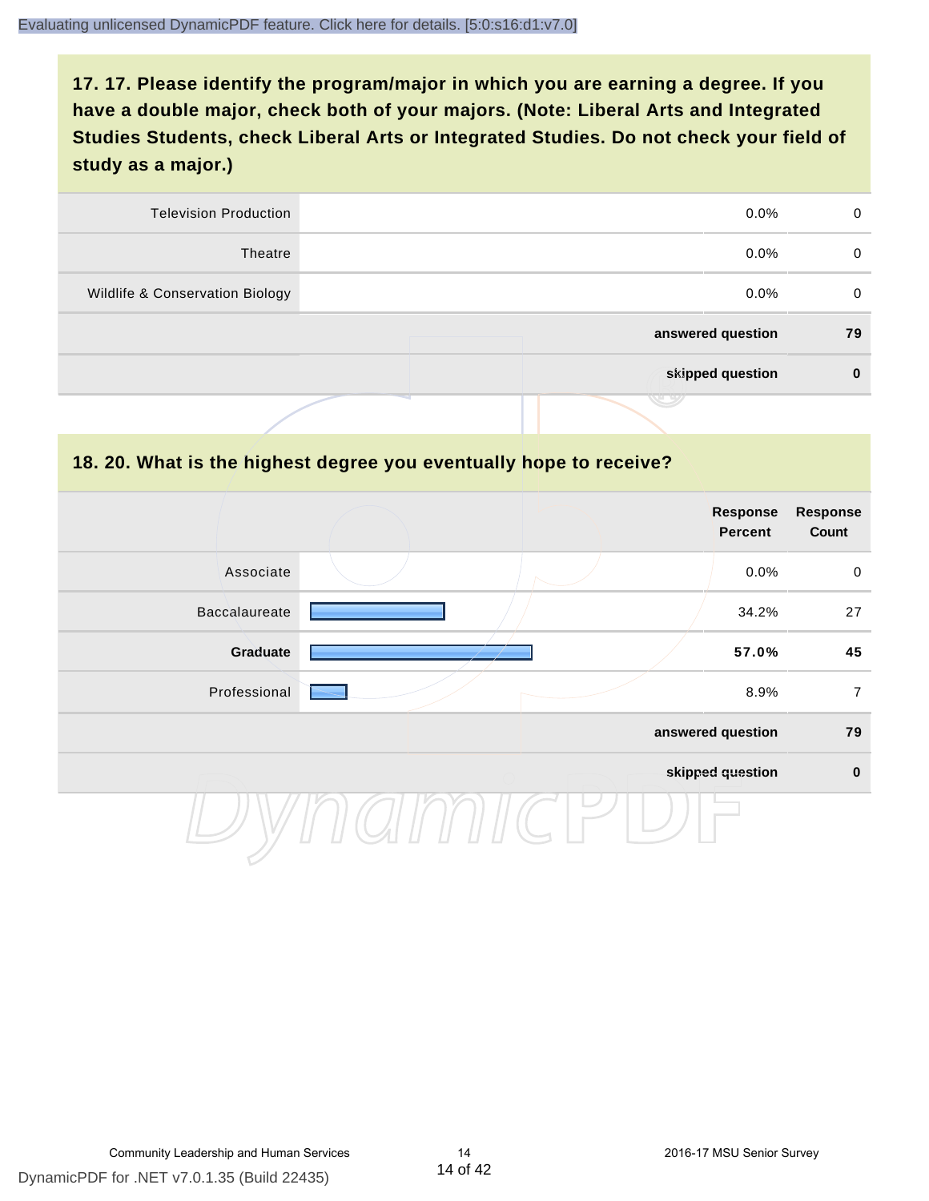## 17. 17. Please identify the program/major in which you are earning a degree. If you have a double major, check both of your majors. (Note: Liberal Arts and Integrated Studies Students, check Liberal Arts or Integrated Studies. Do not check your field of study as a major.)

| | | | |
|---|---|---|---|
| Television Production | | 0.0% | 0 |
| Theatre | | 0.0% | 0 |
| Wildlife & Conservation Biology | | 0.0% | 0 |
| | | **answered question** | **79** |
| | | **skipped question** | **0** |

## 18. 20. What is the highest degree you eventually hope to receive?

| | | Response Percent | Response Count |
|---|---|---|---|
| Associate | | 0.0% | 0 |
| Baccalaureate | | 34.2% | 27 |
| **Graduate** | | **57.0%** | **45** |
| Professional | | 8.9% | 7 |
| | | **answered question** | **79** |
| | | **skipped question** | **0** |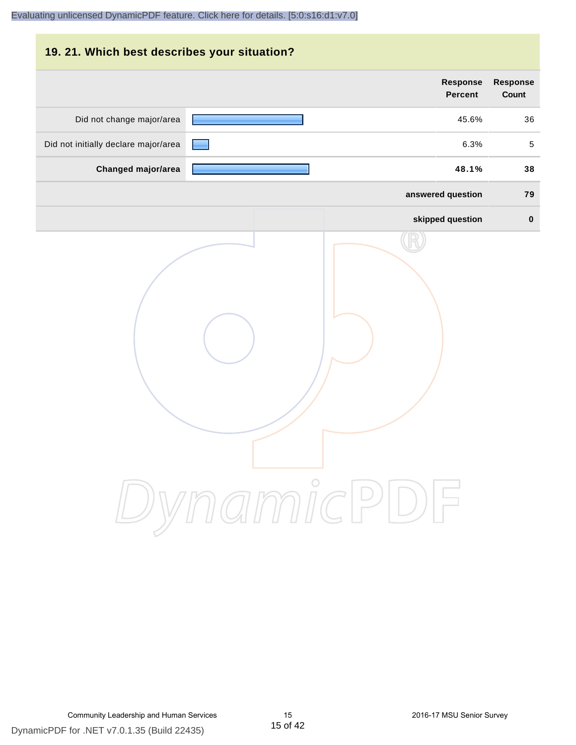## 19. 21. Which best describes your situation?

| | Response Percent | Response Count |
|---|---|---|
| Did not change major/area | 45.6% | 36 |
| Did not initially declare major/area | 6.3% | 5 |
| **Changed major/area** | **48.1%** | **38** |
| | **answered question** | **79** |
| | **skipped question** | **0** |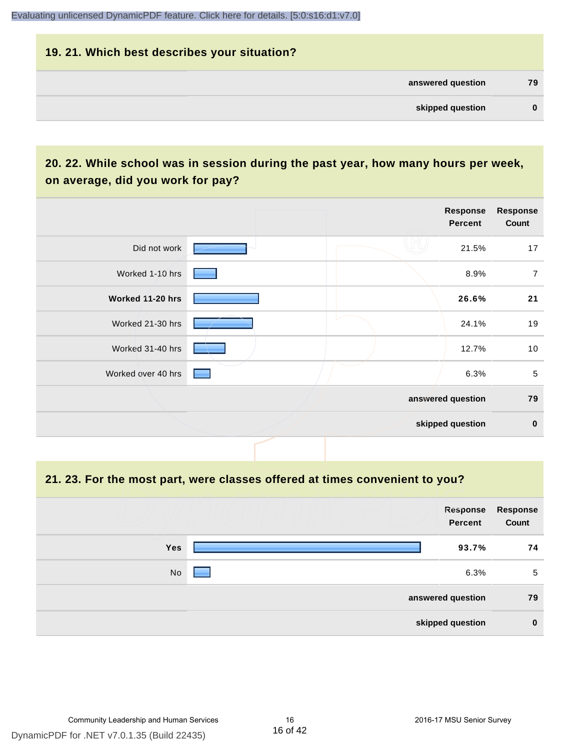## 19. 21. Which best describes your situation?

| | |
|---|---|
| answered question | 79 |
| skipped question | 0 |

## 20. 22. While school was in session during the past year, how many hours per week, on average, did you work for pay?

| | Response Percent | Response Count |
|---|---|---|
| Did not work | 21.5% | 17 |
| Worked 1-10 hrs | 8.9% | 7 |
| **Worked 11-20 hrs** | **26.6%** | **21** |
| Worked 21-30 hrs | 24.1% | 19 |
| Worked 31-40 hrs | 12.7% | 10 |
| Worked over 40 hrs | 6.3% | 5 |
| | answered question | 79 |
| | skipped question | 0 |

## 21. 23. For the most part, were classes offered at times convenient to you?

| | Response Percent | Response Count |
|---|---|---|
| **Yes** | **93.7%** | **74** |
| No | 6.3% | 5 |
| | answered question | 79 |
| | skipped question | 0 |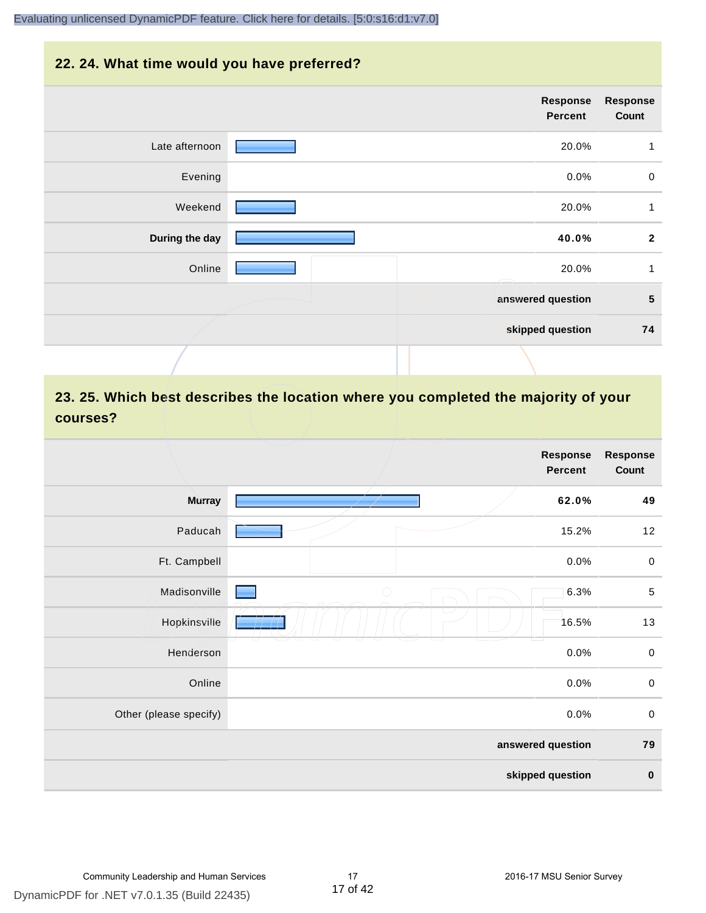## 22. 24. What time would you have preferred?

| | Response Percent | Response Count |
|---|---|---|
| Late afternoon | 20.0% | 1 |
| Evening | 0.0% | 0 |
| Weekend | 20.0% | 1 |
| **During the day** | **40.0%** | **2** |
| Online | 20.0% | 1 |
| | **answered question** | **5** |
| | **skipped question** | **74** |

## 23. 25. Which best describes the location where you completed the majority of your courses?

| | Response Percent | Response Count |
|---|---|---|
| **Murray** | **62.0%** | **49** |
| Paducah | 15.2% | 12 |
| Ft. Campbell | 0.0% | 0 |
| Madisonville | 6.3% | 5 |
| Hopkinsville | 16.5% | 13 |
| Henderson | 0.0% | 0 |
| Online | 0.0% | 0 |
| Other (please specify) | 0.0% | 0 |
| | **answered question** | **79** |
| | **skipped question** | **0** |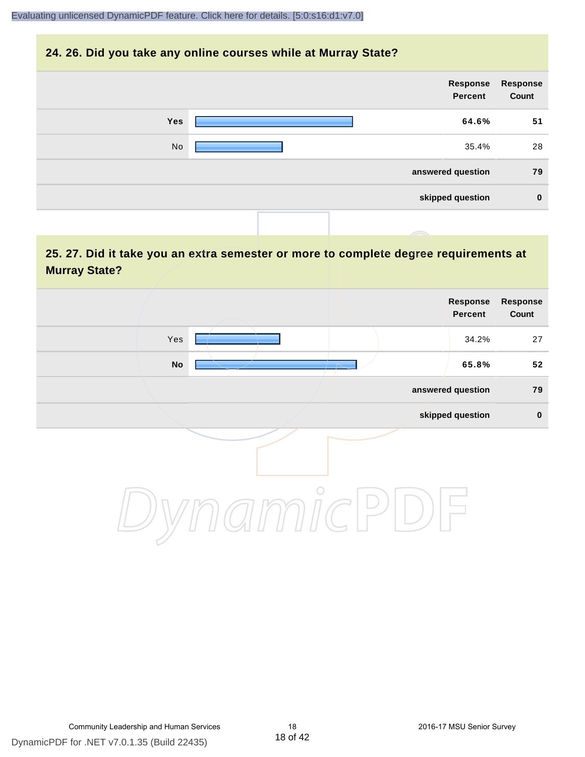## 24. 26. Did you take any online courses while at Murray State?

| | Response Percent | Response Count |
|---|---|---|
| **Yes** | **64.6%** | **51** |
| No | 35.4% | 28 |
| | **answered question** | **79** |
| | **skipped question** | **0** |

## 25. 27. Did it take you an extra semester or more to complete degree requirements at Murray State?

| | Response Percent | Response Count |
|---|---|---|
| Yes | 34.2% | 27 |
| **No** | **65.8%** | **52** |
| | **answered question** | **79** |
| | **skipped question** | **0** |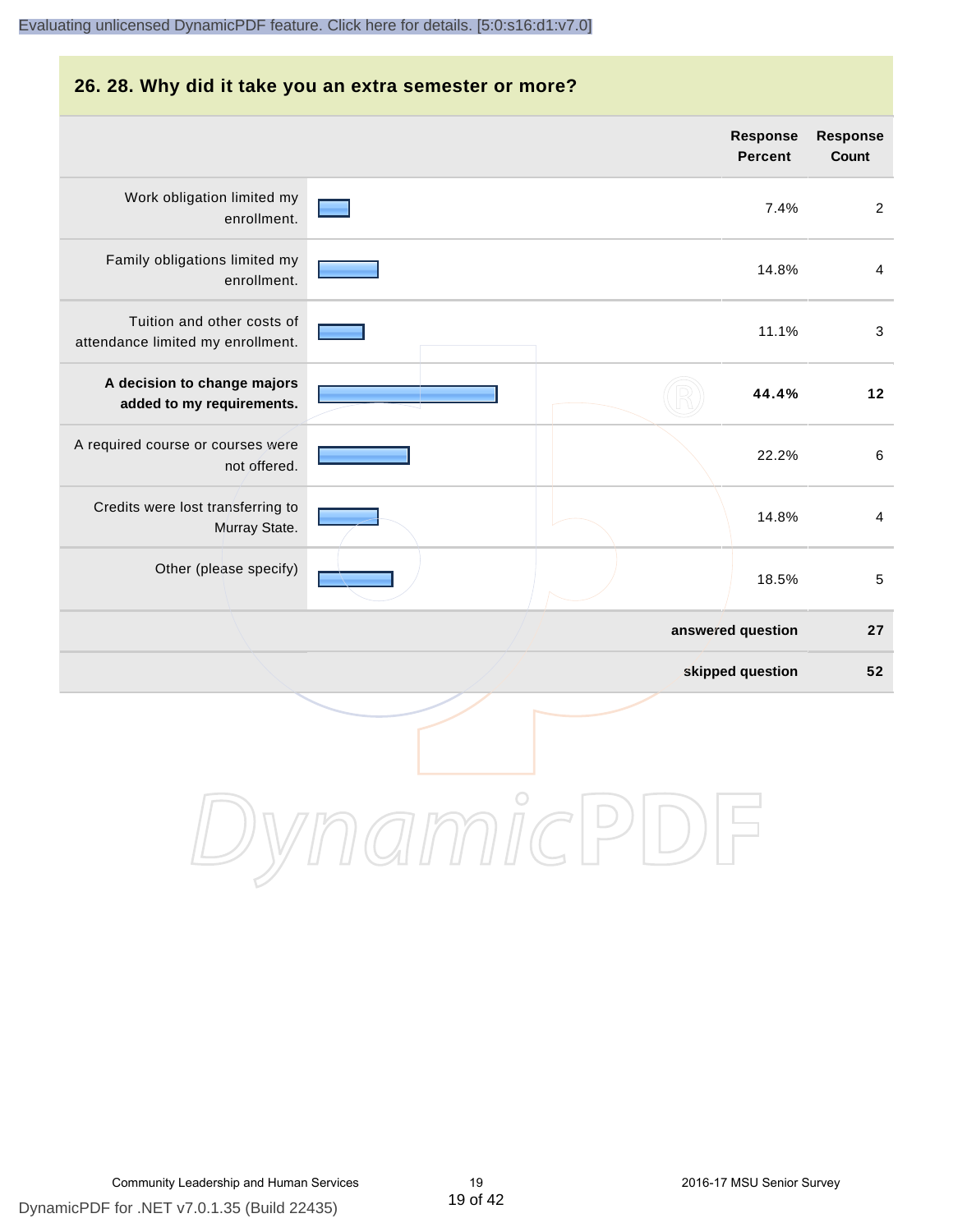## 26. 28. Why did it take you an extra semester or more?

| | Response Percent | Response Count |
|---|---|---|
| Work obligation limited my enrollment. | 7.4% | 2 |
| Family obligations limited my enrollment. | 14.8% | 4 |
| Tuition and other costs of attendance limited my enrollment. | 11.1% | 3 |
| **A decision to change majors added to my requirements.** | **44.4%** | **12** |
| A required course or courses were not offered. | 22.2% | 6 |
| Credits were lost transferring to Murray State. | 14.8% | 4 |
| Other (please specify) | 18.5% | 5 |
| | **answered question** | **27** |
| | **skipped question** | **52** |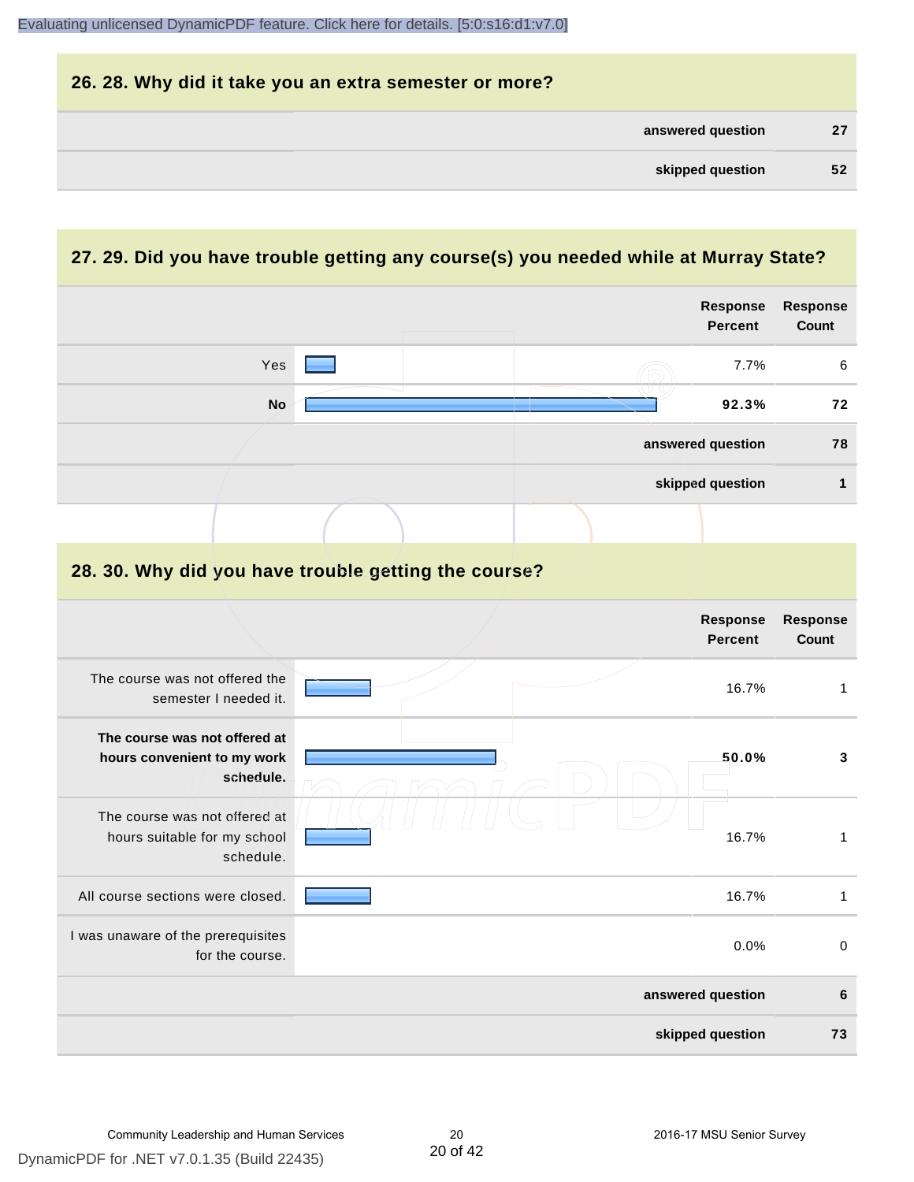## 26. 28. Why did it take you an extra semester or more?

| | |
|---|---|
| answered question | 27 |
| skipped question | 52 |

## 27. 29. Did you have trouble getting any course(s) you needed while at Murray State?

| | Response Percent | Response Count |
|---|---|---|
| Yes | 7.7% | 6 |
| **No** | **92.3%** | **72** |
| answered question | | 78 |
| skipped question | | 1 |

## 28. 30. Why did you have trouble getting the course?

| | Response Percent | Response Count |
|---|---|---|
| The course was not offered the semester I needed it. | 16.7% | 1 |
| **The course was not offered at hours convenient to my work schedule.** | **50.0%** | **3** |
| The course was not offered at hours suitable for my school schedule. | 16.7% | 1 |
| All course sections were closed. | 16.7% | 1 |
| I was unaware of the prerequisites for the course. | 0.0% | 0 |
| answered question | | 6 |
| skipped question | | 73 |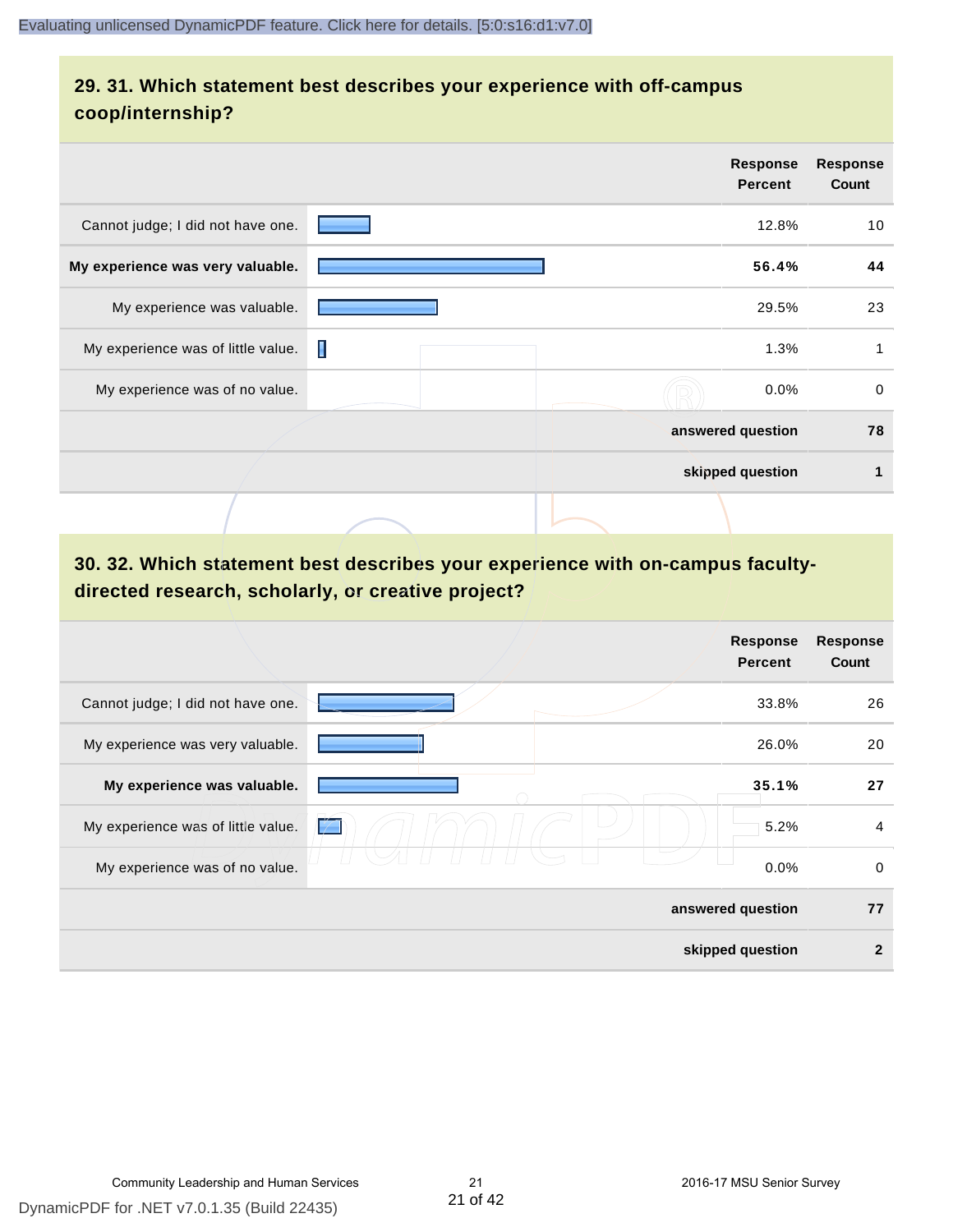## 29. 31. Which statement best describes your experience with off-campus coop/internship?

| | Response Percent | Response Count |
|---|---|---|
| Cannot judge; I did not have one. | 12.8% | 10 |
| **My experience was very valuable.** | **56.4%** | **44** |
| My experience was valuable. | 29.5% | 23 |
| My experience was of little value. | 1.3% | 1 |
| My experience was of no value. | 0.0% | 0 |
| **answered question** | | **78** |
| **skipped question** | | **1** |

## 30. 32. Which statement best describes your experience with on-campus faculty-directed research, scholarly, or creative project?

| | Response Percent | Response Count |
|---|---|---|
| Cannot judge; I did not have one. | 33.8% | 26 |
| My experience was very valuable. | 26.0% | 20 |
| **My experience was valuable.** | **35.1%** | **27** |
| My experience was of little value. | 5.2% | 4 |
| My experience was of no value. | 0.0% | 0 |
| **answered question** | | **77** |
| **skipped question** | | **2** |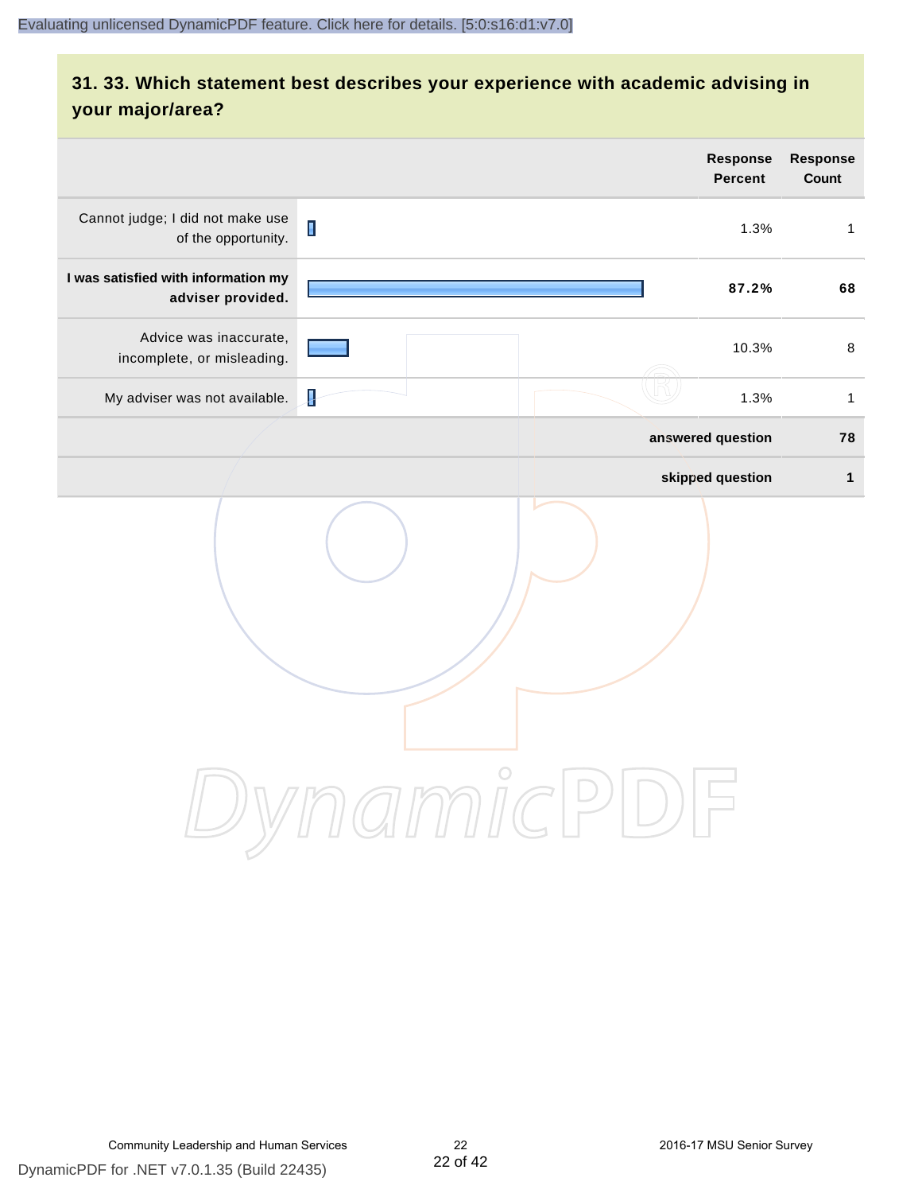## 31. 33. Which statement best describes your experience with academic advising in your major/area?

| | Response Percent | Response Count |
|---|---|---|
| Cannot judge; I did not make use of the opportunity. | 1.3% | 1 |
| **I was satisfied with information my adviser provided.** | **87.2%** | **68** |
| Advice was inaccurate, incomplete, or misleading. | 10.3% | 8 |
| My adviser was not available. | 1.3% | 1 |
| | **answered question** | **78** |
| | **skipped question** | **1** |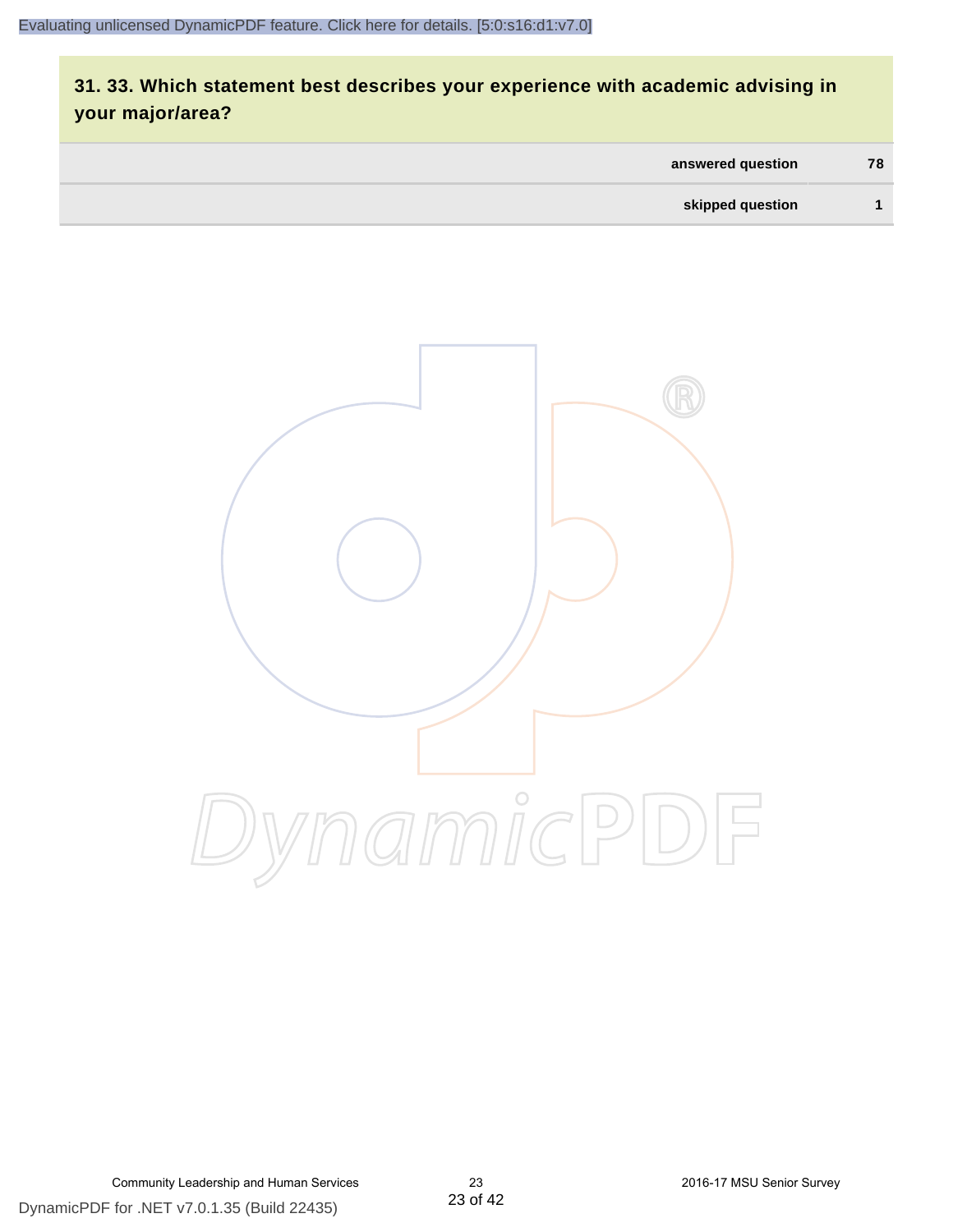## 31. 33. Which statement best describes your experience with academic advising in your major/area?

| | |
|---|---|
| answered question | 78 |
| skipped question | 1 |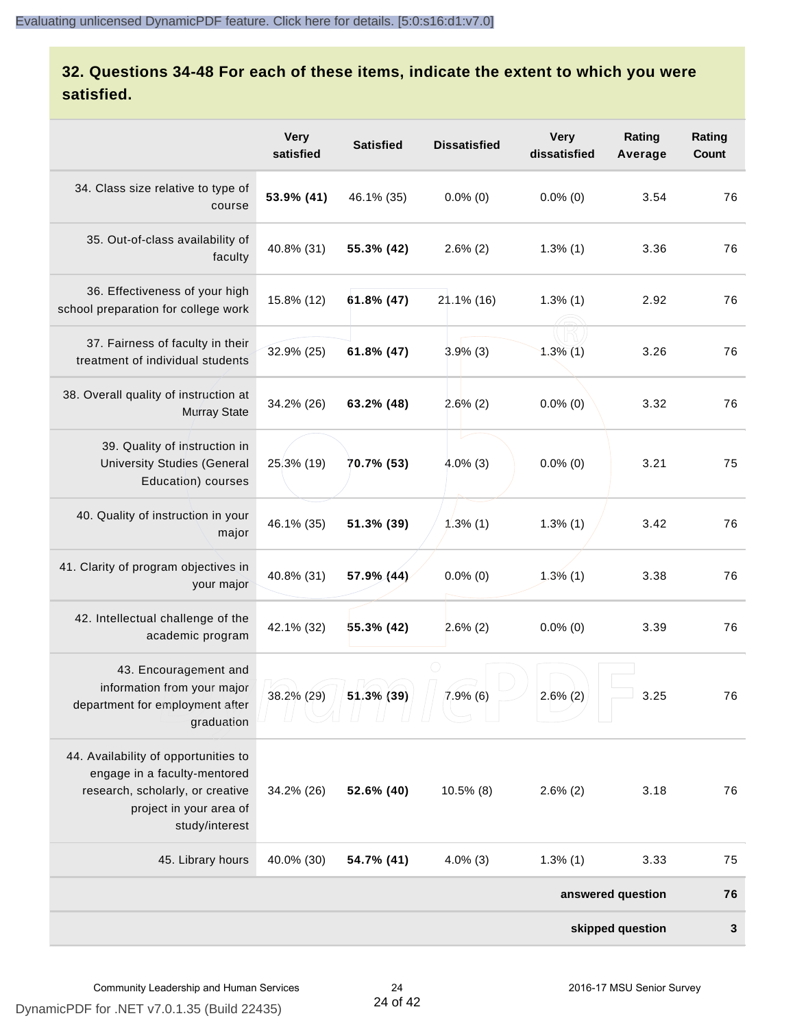## 32. Questions 34-48 For each of these items, indicate the extent to which you were satisfied.

| | Very satisfied | Satisfied | Dissatisfied | Very dissatisfied | Rating Average | Rating Count |
|---|---|---|---|---|---|---|
| 34. Class size relative to type of course | **53.9% (41)** | 46.1% (35) | 0.0% (0) | 0.0% (0) | 3.54 | 76 |
| 35. Out-of-class availability of faculty | 40.8% (31) | **55.3% (42)** | 2.6% (2) | 1.3% (1) | 3.36 | 76 |
| 36. Effectiveness of your high school preparation for college work | 15.8% (12) | **61.8% (47)** | 21.1% (16) | 1.3% (1) | 2.92 | 76 |
| 37. Fairness of faculty in their treatment of individual students | 32.9% (25) | **61.8% (47)** | 3.9% (3) | 1.3% (1) | 3.26 | 76 |
| 38. Overall quality of instruction at Murray State | 34.2% (26) | **63.2% (48)** | 2.6% (2) | 0.0% (0) | 3.32 | 76 |
| 39. Quality of instruction in University Studies (General Education) courses | 25.3% (19) | **70.7% (53)** | 4.0% (3) | 0.0% (0) | 3.21 | 75 |
| 40. Quality of instruction in your major | 46.1% (35) | **51.3% (39)** | 1.3% (1) | 1.3% (1) | 3.42 | 76 |
| 41. Clarity of program objectives in your major | 40.8% (31) | **57.9% (44)** | 0.0% (0) | 1.3% (1) | 3.38 | 76 |
| 42. Intellectual challenge of the academic program | 42.1% (32) | **55.3% (42)** | 2.6% (2) | 0.0% (0) | 3.39 | 76 |
| 43. Encouragement and information from your major department for employment after graduation | 38.2% (29) | **51.3% (39)** | 7.9% (6) | 2.6% (2) | 3.25 | 76 |
| 44. Availability of opportunities to engage in a faculty-mentored research, scholarly, or creative project in your area of study/interest | 34.2% (26) | **52.6% (40)** | 10.5% (8) | 2.6% (2) | 3.18 | 76 |
| 45. Library hours | 40.0% (30) | **54.7% (41)** | 4.0% (3) | 1.3% (1) | 3.33 | 75 |
| | | | | | **answered question** | **76** |
| | | | | | **skipped question** | **3** |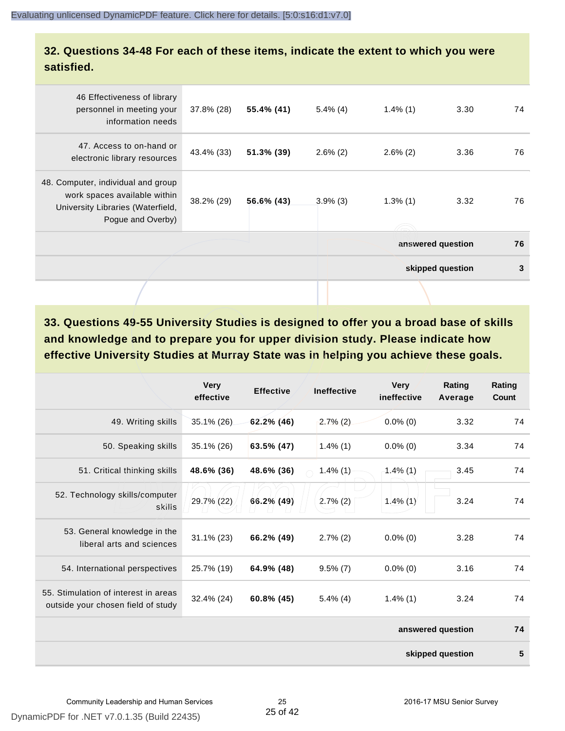## 32. Questions 34-48 For each of these items, indicate the extent to which you were satisfied.

| | | | | | | |
|---|---|---|---|---|---|---|
| 46 Effectiveness of library personnel in meeting your information needs | 37.8% (28) | **55.4% (41)** | 5.4% (4) | 1.4% (1) | 3.30 | 74 |
| 47. Access to on-hand or electronic library resources | 43.4% (33) | **51.3% (39)** | 2.6% (2) | 2.6% (2) | 3.36 | 76 |
| 48. Computer, individual and group work spaces available within University Libraries (Waterfield, Pogue and Overby) | 38.2% (29) | **56.6% (43)** | 3.9% (3) | 1.3% (1) | 3.32 | 76 |
| | | | | | **answered question** | **76** |
| | | | | | **skipped question** | **3** |

## 33. Questions 49-55 University Studies is designed to offer you a broad base of skills and knowledge and to prepare you for upper division study. Please indicate how effective University Studies at Murray State was in helping you achieve these goals.

| | Very effective | Effective | Ineffective | Very ineffective | Rating Average | Rating Count |
|---|---|---|---|---|---|---|
| 49. Writing skills | 35.1% (26) | **62.2% (46)** | 2.7% (2) | 0.0% (0) | 3.32 | 74 |
| 50. Speaking skills | 35.1% (26) | **63.5% (47)** | 1.4% (1) | 0.0% (0) | 3.34 | 74 |
| 51. Critical thinking skills | **48.6% (36)** | **48.6% (36)** | 1.4% (1) | 1.4% (1) | 3.45 | 74 |
| 52. Technology skills/computer skills | 29.7% (22) | **66.2% (49)** | 2.7% (2) | 1.4% (1) | 3.24 | 74 |
| 53. General knowledge in the liberal arts and sciences | 31.1% (23) | **66.2% (49)** | 2.7% (2) | 0.0% (0) | 3.28 | 74 |
| 54. International perspectives | 25.7% (19) | **64.9% (48)** | 9.5% (7) | 0.0% (0) | 3.16 | 74 |
| 55. Stimulation of interest in areas outside your chosen field of study | 32.4% (24) | **60.8% (45)** | 5.4% (4) | 1.4% (1) | 3.24 | 74 |
| | | | | | **answered question** | **74** |
| | | | | | **skipped question** | **5** |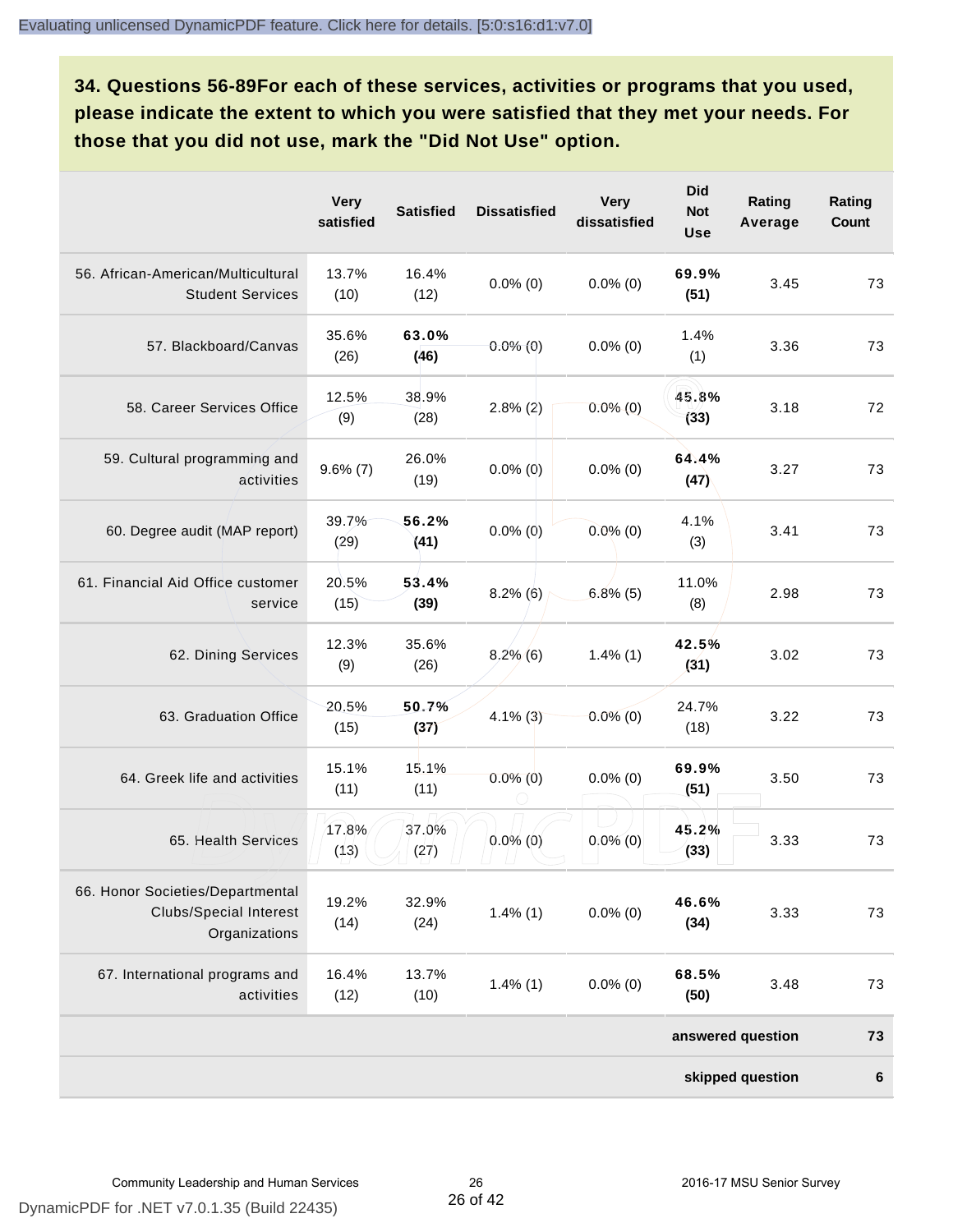## 34. Questions 56-89For each of these services, activities or programs that you used, please indicate the extent to which you were satisfied that they met your needs. For those that you did not use, mark the "Did Not Use" option.

| | Very satisfied | Satisfied | Dissatisfied | Very dissatisfied | Did Not Use | Rating Average | Rating Count |
|---|---|---|---|---|---|---|---|
| 56. African-American/Multicultural Student Services | 13.7% (10) | 16.4% (12) | 0.0% (0) | 0.0% (0) | **69.9% (51)** | 3.45 | 73 |
| 57. Blackboard/Canvas | 35.6% (26) | **63.0% (46)** | 0.0% (0) | 0.0% (0) | 1.4% (1) | 3.36 | 73 |
| 58. Career Services Office | 12.5% (9) | 38.9% (28) | 2.8% (2) | 0.0% (0) | **45.8% (33)** | 3.18 | 72 |
| 59. Cultural programming and activities | 9.6% (7) | 26.0% (19) | 0.0% (0) | 0.0% (0) | **64.4% (47)** | 3.27 | 73 |
| 60. Degree audit (MAP report) | 39.7% (29) | **56.2% (41)** | 0.0% (0) | 0.0% (0) | 4.1% (3) | 3.41 | 73 |
| 61. Financial Aid Office customer service | 20.5% (15) | **53.4% (39)** | 8.2% (6) | 6.8% (5) | 11.0% (8) | 2.98 | 73 |
| 62. Dining Services | 12.3% (9) | 35.6% (26) | 8.2% (6) | 1.4% (1) | **42.5% (31)** | 3.02 | 73 |
| 63. Graduation Office | 20.5% (15) | **50.7% (37)** | 4.1% (3) | 0.0% (0) | 24.7% (18) | 3.22 | 73 |
| 64. Greek life and activities | 15.1% (11) | 15.1% (11) | 0.0% (0) | 0.0% (0) | **69.9% (51)** | 3.50 | 73 |
| 65. Health Services | 17.8% (13) | 37.0% (27) | 0.0% (0) | 0.0% (0) | **45.2% (33)** | 3.33 | 73 |
| 66. Honor Societies/Departmental Clubs/Special Interest Organizations | 19.2% (14) | 32.9% (24) | 1.4% (1) | 0.0% (0) | **46.6% (34)** | 3.33 | 73 |
| 67. International programs and activities | 16.4% (12) | 13.7% (10) | 1.4% (1) | 0.0% (0) | **68.5% (50)** | 3.48 | 73 |
| | | | | | | **answered question** | **73** |
| | | | | | | **skipped question** | **6** |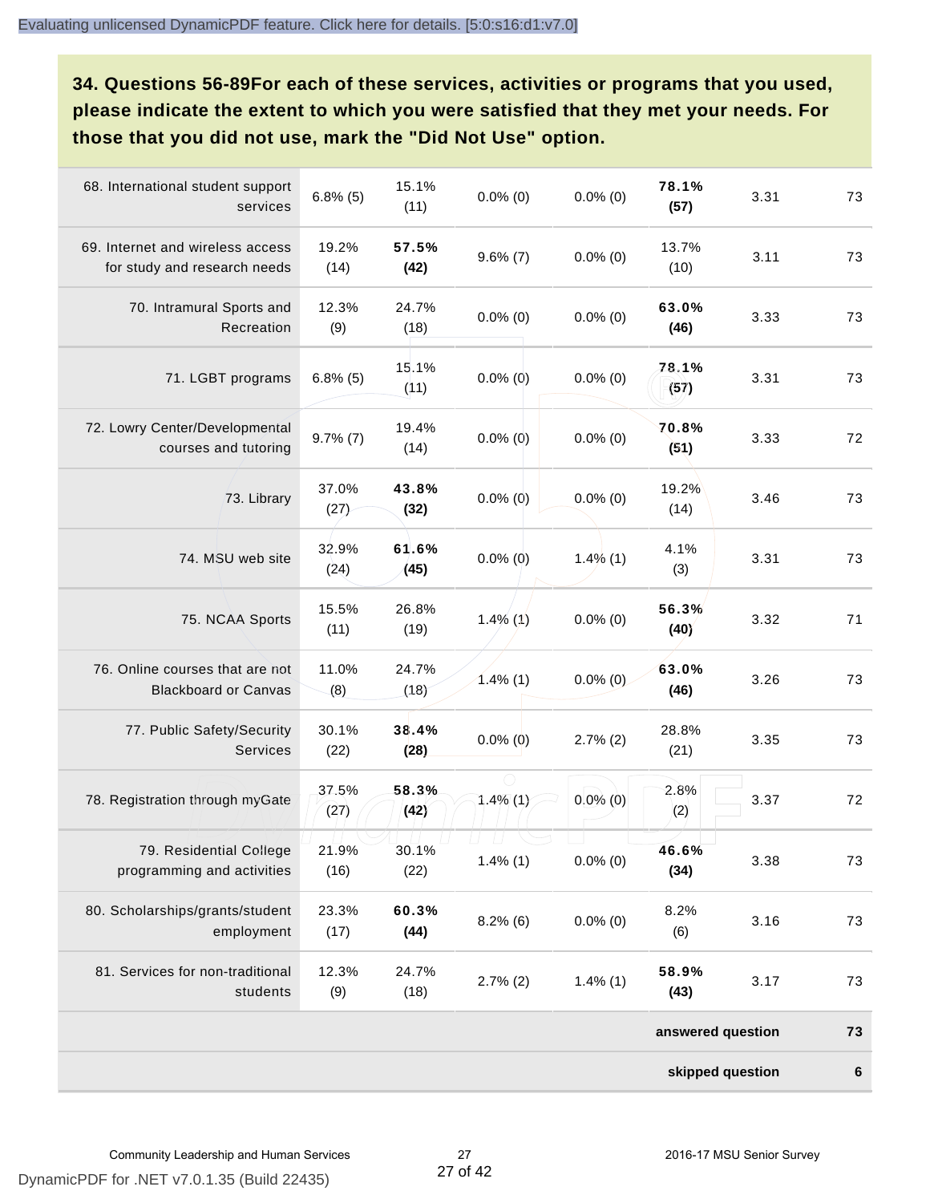### 34. Questions 56-89For each of these services, activities or programs that you used, please indicate the extent to which you were satisfied that they met your needs. For those that you did not use, mark the "Did Not Use" option.

| | | | | | | | |
|---|---|---|---|---|---|---|---|
| 68. International student support services | 6.8% (5) | 15.1% (11) | 0.0% (0) | 0.0% (0) | **78.1% (57)** | 3.31 | 73 |
| 69. Internet and wireless access for study and research needs | 19.2% (14) | **57.5% (42)** | 9.6% (7) | 0.0% (0) | 13.7% (10) | 3.11 | 73 |
| 70. Intramural Sports and Recreation | 12.3% (9) | 24.7% (18) | 0.0% (0) | 0.0% (0) | **63.0% (46)** | 3.33 | 73 |
| 71. LGBT programs | 6.8% (5) | 15.1% (11) | 0.0% (0) | 0.0% (0) | **78.1% (57)** | 3.31 | 73 |
| 72. Lowry Center/Developmental courses and tutoring | 9.7% (7) | 19.4% (14) | 0.0% (0) | 0.0% (0) | **70.8% (51)** | 3.33 | 72 |
| 73. Library | 37.0% (27) | **43.8% (32)** | 0.0% (0) | 0.0% (0) | 19.2% (14) | 3.46 | 73 |
| 74. MSU web site | 32.9% (24) | **61.6% (45)** | 0.0% (0) | 1.4% (1) | 4.1% (3) | 3.31 | 73 |
| 75. NCAA Sports | 15.5% (11) | 26.8% (19) | 1.4% (1) | 0.0% (0) | **56.3% (40)** | 3.32 | 71 |
| 76. Online courses that are not Blackboard or Canvas | 11.0% (8) | 24.7% (18) | 1.4% (1) | 0.0% (0) | **63.0% (46)** | 3.26 | 73 |
| 77. Public Safety/Security Services | 30.1% (22) | **38.4% (28)** | 0.0% (0) | 2.7% (2) | 28.8% (21) | 3.35 | 73 |
| 78. Registration through myGate | 37.5% (27) | **58.3% (42)** | 1.4% (1) | 0.0% (0) | 2.8% (2) | 3.37 | 72 |
| 79. Residential College programming and activities | 21.9% (16) | 30.1% (22) | 1.4% (1) | 0.0% (0) | **46.6% (34)** | 3.38 | 73 |
| 80. Scholarships/grants/student employment | 23.3% (17) | **60.3% (44)** | 8.2% (6) | 0.0% (0) | 8.2% (6) | 3.16 | 73 |
| 81. Services for non-traditional students | 12.3% (9) | 24.7% (18) | 2.7% (2) | 1.4% (1) | **58.9% (43)** | 3.17 | 73 |
| | | | | | | **answered question** | **73** |
| | | | | | | **skipped question** | **6** |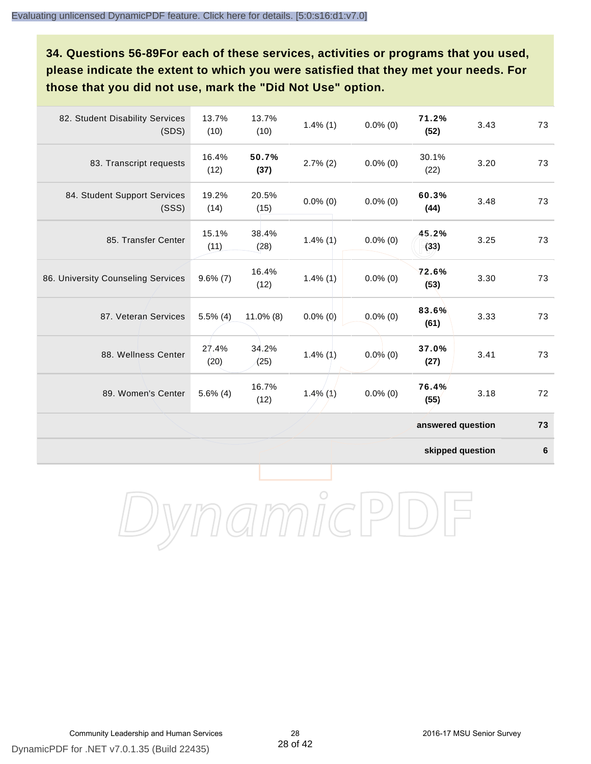**34. Questions 56-89For each of these services, activities or programs that you used, please indicate the extent to which you were satisfied that they met your needs. For those that you did not use, mark the "Did Not Use" option.**

| | | | | | | | |
|---|---|---|---|---|---|---|---|
| 82. Student Disability Services (SDS) | 13.7% (10) | 13.7% (10) | 1.4% (1) | 0.0% (0) | **71.2% (52)** | 3.43 | 73 |
| 83. Transcript requests | 16.4% (12) | **50.7% (37)** | 2.7% (2) | 0.0% (0) | 30.1% (22) | 3.20 | 73 |
| 84. Student Support Services (SSS) | 19.2% (14) | 20.5% (15) | 0.0% (0) | 0.0% (0) | **60.3% (44)** | 3.48 | 73 |
| 85. Transfer Center | 15.1% (11) | 38.4% (28) | 1.4% (1) | 0.0% (0) | **45.2% (33)** | 3.25 | 73 |
| 86. University Counseling Services | 9.6% (7) | 16.4% (12) | 1.4% (1) | 0.0% (0) | **72.6% (53)** | 3.30 | 73 |
| 87. Veteran Services | 5.5% (4) | 11.0% (8) | 0.0% (0) | 0.0% (0) | **83.6% (61)** | 3.33 | 73 |
| 88. Wellness Center | 27.4% (20) | 34.2% (25) | 1.4% (1) | 0.0% (0) | **37.0% (27)** | 3.41 | 73 |
| 89. Women's Center | 5.6% (4) | 16.7% (12) | 1.4% (1) | 0.0% (0) | **76.4% (55)** | 3.18 | 72 |
| | | | | | | **answered question** | **73** |
| | | | | | | **skipped question** | **6** |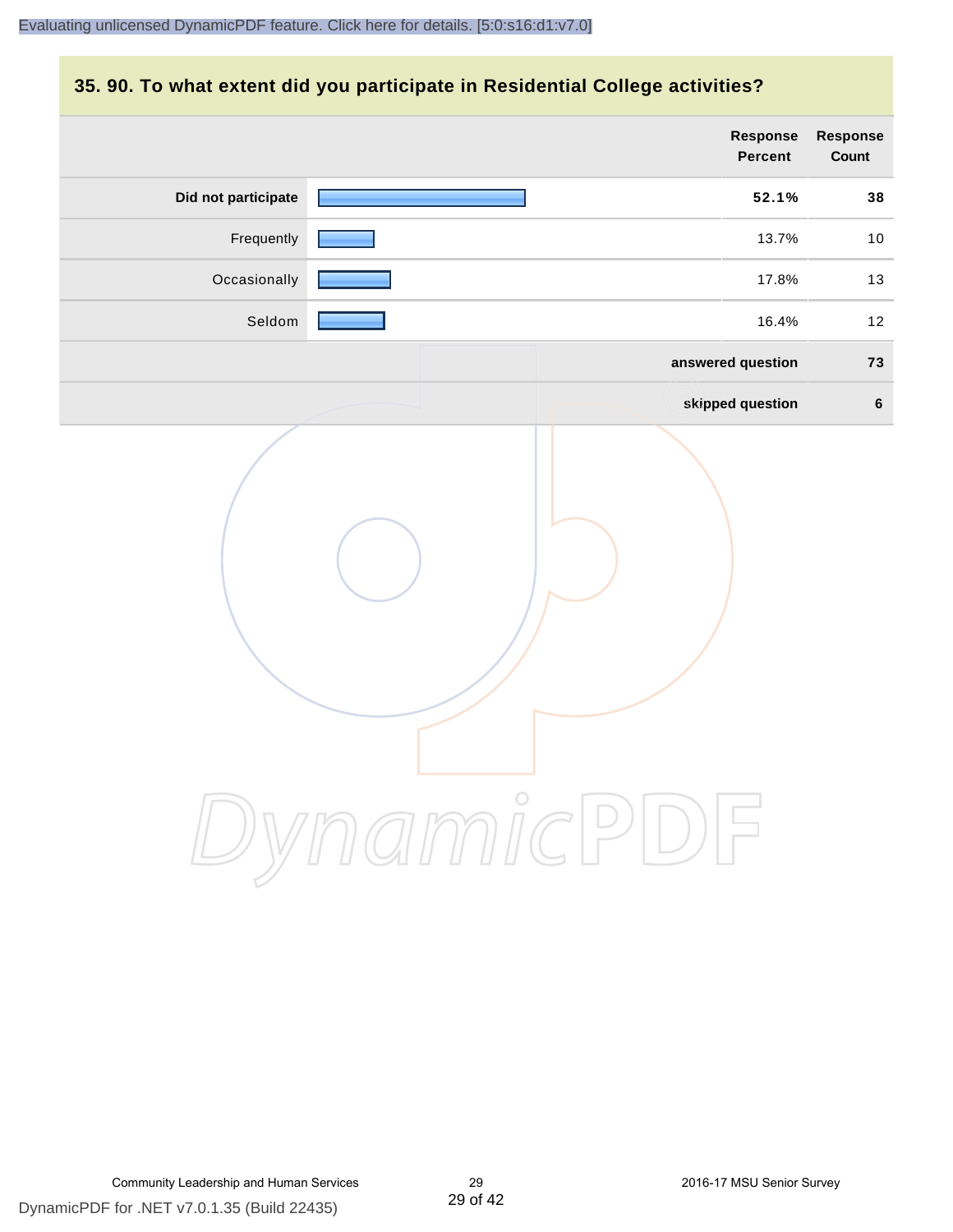## 35. 90. To what extent did you participate in Residential College activities?

| | Response Percent | Response Count |
|---|---|---|
| **Did not participate** | **52.1%** | **38** |
| Frequently | 13.7% | 10 |
| Occasionally | 17.8% | 13 |
| Seldom | 16.4% | 12 |
| | **answered question** | **73** |
| | **skipped question** | **6** |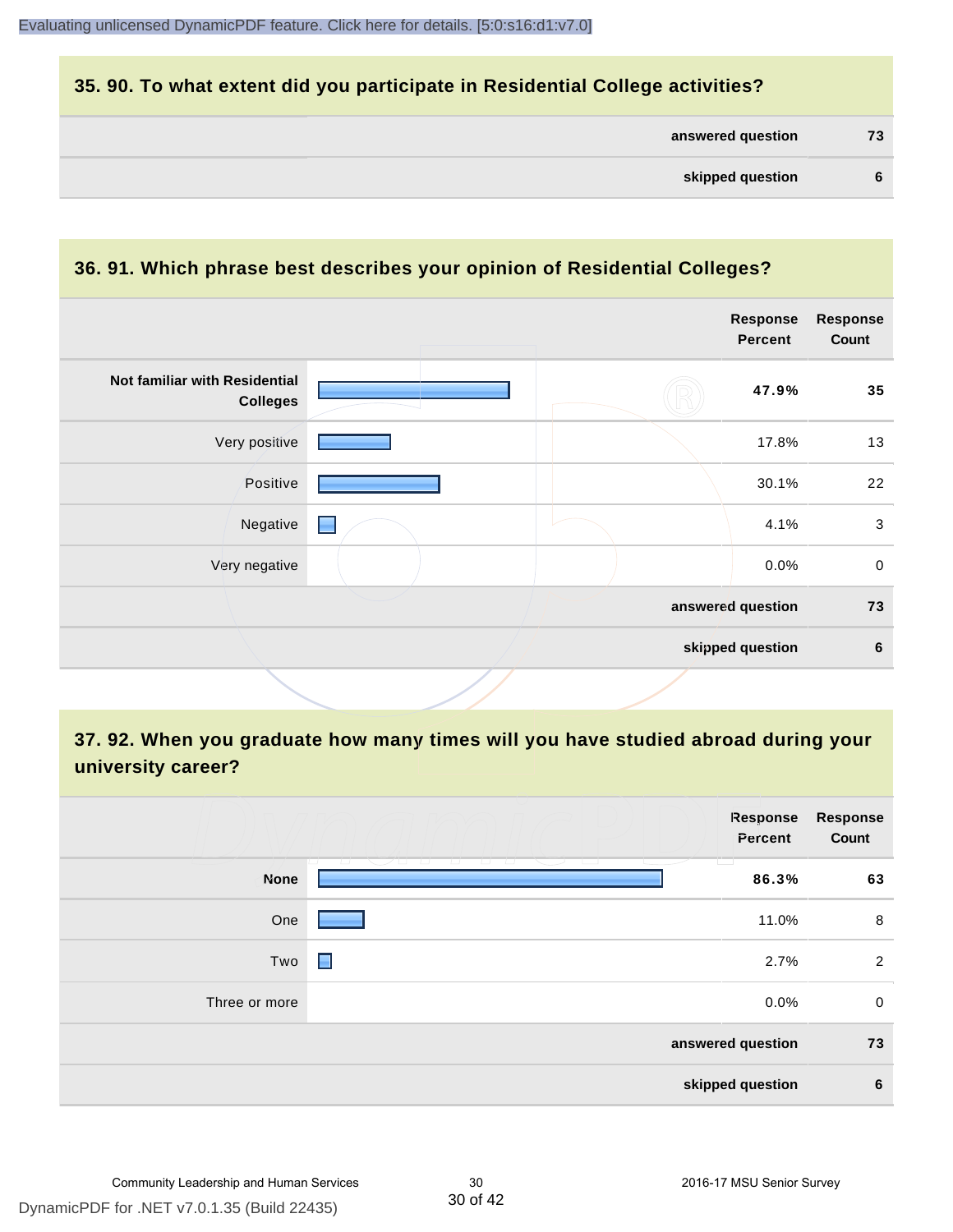## 35. 90. To what extent did you participate in Residential College activities?

| | |
|---|---|
| **answered question** | **73** |
| **skipped question** | **6** |

## 36. 91. Which phrase best describes your opinion of Residential Colleges?

| | Response Percent | Response Count |
|---|---|---|
| **Not familiar with Residential Colleges** | **47.9%** | **35** |
| Very positive | 17.8% | 13 |
| Positive | 30.1% | 22 |
| Negative | 4.1% | 3 |
| Very negative | 0.0% | 0 |
| **answered question** | | **73** |
| **skipped question** | | **6** |

## 37. 92. When you graduate how many times will you have studied abroad during your university career?

| | Response Percent | Response Count |
|---|---|---|
| **None** | **86.3%** | **63** |
| One | 11.0% | 8 |
| Two | 2.7% | 2 |
| Three or more | 0.0% | 0 |
| **answered question** | | **73** |
| **skipped question** | | **6** |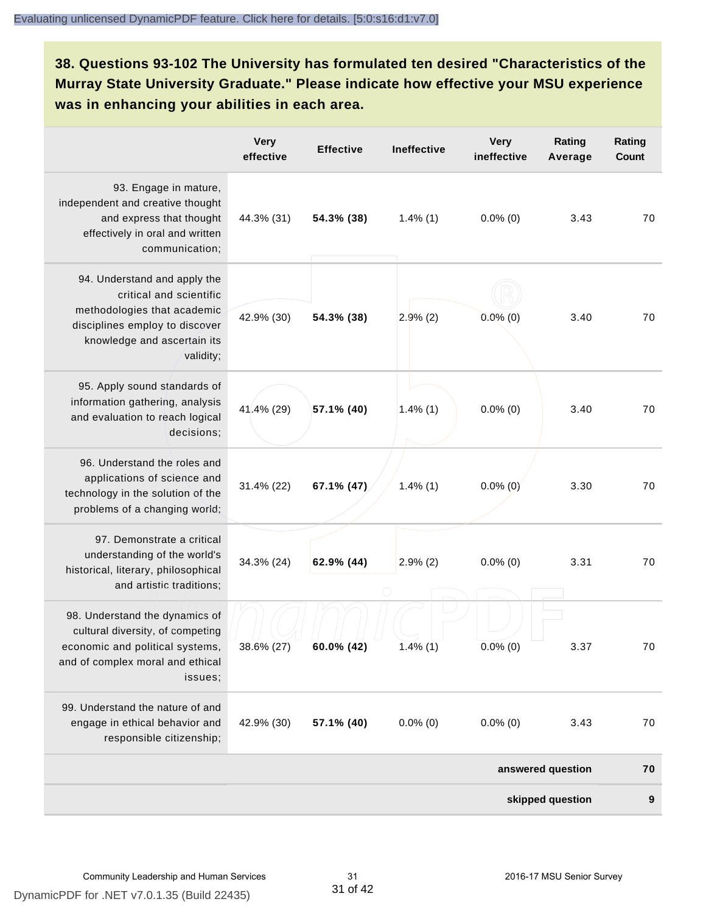**38. Questions 93-102 The University has formulated ten desired "Characteristics of the Murray State University Graduate." Please indicate how effective your MSU experience was in enhancing your abilities in each area.**

| | Very effective | Effective | Ineffective | Very ineffective | Rating Average | Rating Count |
|---|---|---|---|---|---|---|
| 93. Engage in mature, independent and creative thought and express that thought effectively in oral and written communication; | 44.3% (31) | **54.3% (38)** | 1.4% (1) | 0.0% (0) | 3.43 | 70 |
| 94. Understand and apply the critical and scientific methodologies that academic disciplines employ to discover knowledge and ascertain its validity; | 42.9% (30) | **54.3% (38)** | 2.9% (2) | 0.0% (0) | 3.40 | 70 |
| 95. Apply sound standards of information gathering, analysis and evaluation to reach logical decisions; | 41.4% (29) | **57.1% (40)** | 1.4% (1) | 0.0% (0) | 3.40 | 70 |
| 96. Understand the roles and applications of science and technology in the solution of the problems of a changing world; | 31.4% (22) | **67.1% (47)** | 1.4% (1) | 0.0% (0) | 3.30 | 70 |
| 97. Demonstrate a critical understanding of the world's historical, literary, philosophical and artistic traditions; | 34.3% (24) | **62.9% (44)** | 2.9% (2) | 0.0% (0) | 3.31 | 70 |
| 98. Understand the dynamics of cultural diversity, of competing economic and political systems, and of complex moral and ethical issues; | 38.6% (27) | **60.0% (42)** | 1.4% (1) | 0.0% (0) | 3.37 | 70 |
| 99. Understand the nature of and engage in ethical behavior and responsible citizenship; | 42.9% (30) | **57.1% (40)** | 0.0% (0) | 0.0% (0) | 3.43 | 70 |
| | | | | | **answered question** | **70** |
| | | | | | **skipped question** | **9** |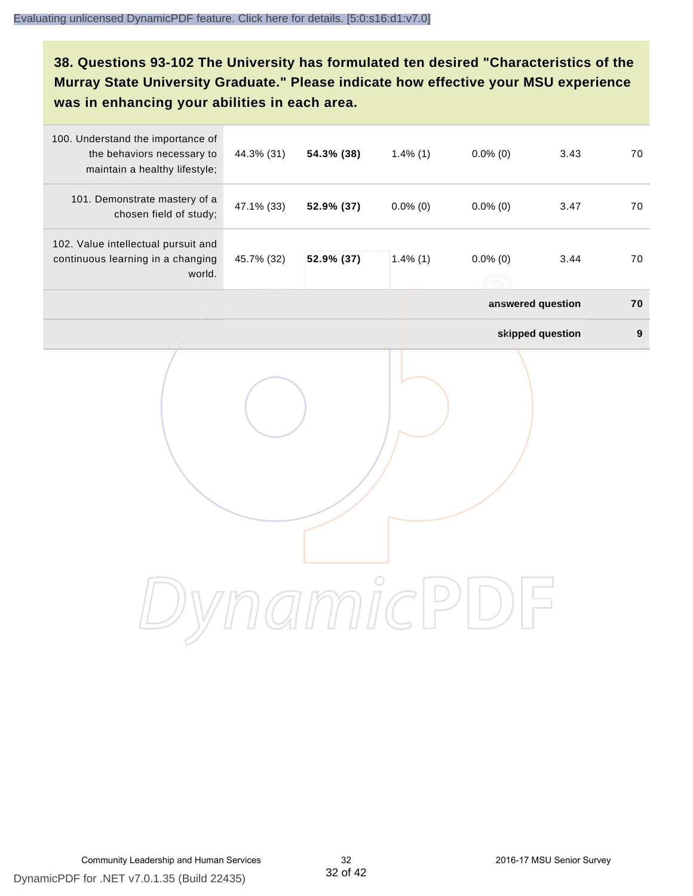### 38. Questions 93-102 The University has formulated ten desired "Characteristics of the Murray State University Graduate." Please indicate how effective your MSU experience was in enhancing your abilities in each area.

| | | | | | | |
|---|---|---|---|---|---|---|
| 100. Understand the importance of the behaviors necessary to maintain a healthy lifestyle; | 44.3% (31) | **54.3% (38)** | 1.4% (1) | 0.0% (0) | 3.43 | 70 |
| 101. Demonstrate mastery of a chosen field of study; | 47.1% (33) | **52.9% (37)** | 0.0% (0) | 0.0% (0) | 3.47 | 70 |
| 102. Value intellectual pursuit and continuous learning in a changing world. | 45.7% (32) | **52.9% (37)** | 1.4% (1) | 0.0% (0) | 3.44 | 70 |
| | | | | | **answered question** | **70** |
| | | | | | **skipped question** | **9** |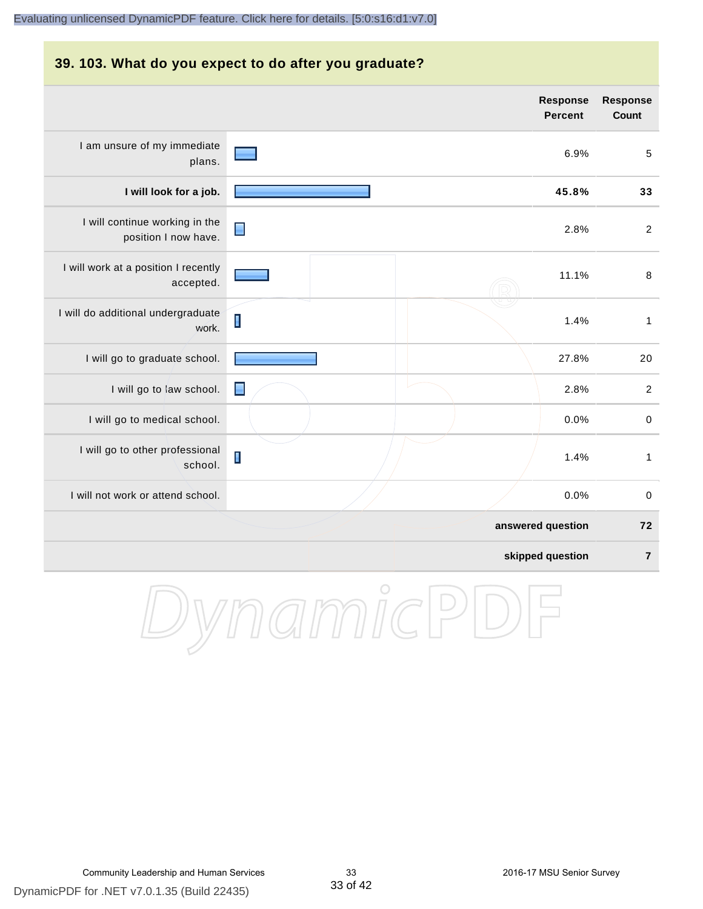## 39. 103. What do you expect to do after you graduate?

| | Response Percent | Response Count |
|---|---|---|
| I am unsure of my immediate plans. | 6.9% | 5 |
| **I will look for a job.** | **45.8%** | **33** |
| I will continue working in the position I now have. | 2.8% | 2 |
| I will work at a position I recently accepted. | 11.1% | 8 |
| I will do additional undergraduate work. | 1.4% | 1 |
| I will go to graduate school. | 27.8% | 20 |
| I will go to law school. | 2.8% | 2 |
| I will go to medical school. | 0.0% | 0 |
| I will go to other professional school. | 1.4% | 1 |
| I will not work or attend school. | 0.0% | 0 |
| **answered question** | | **72** |
| **skipped question** | | **7** |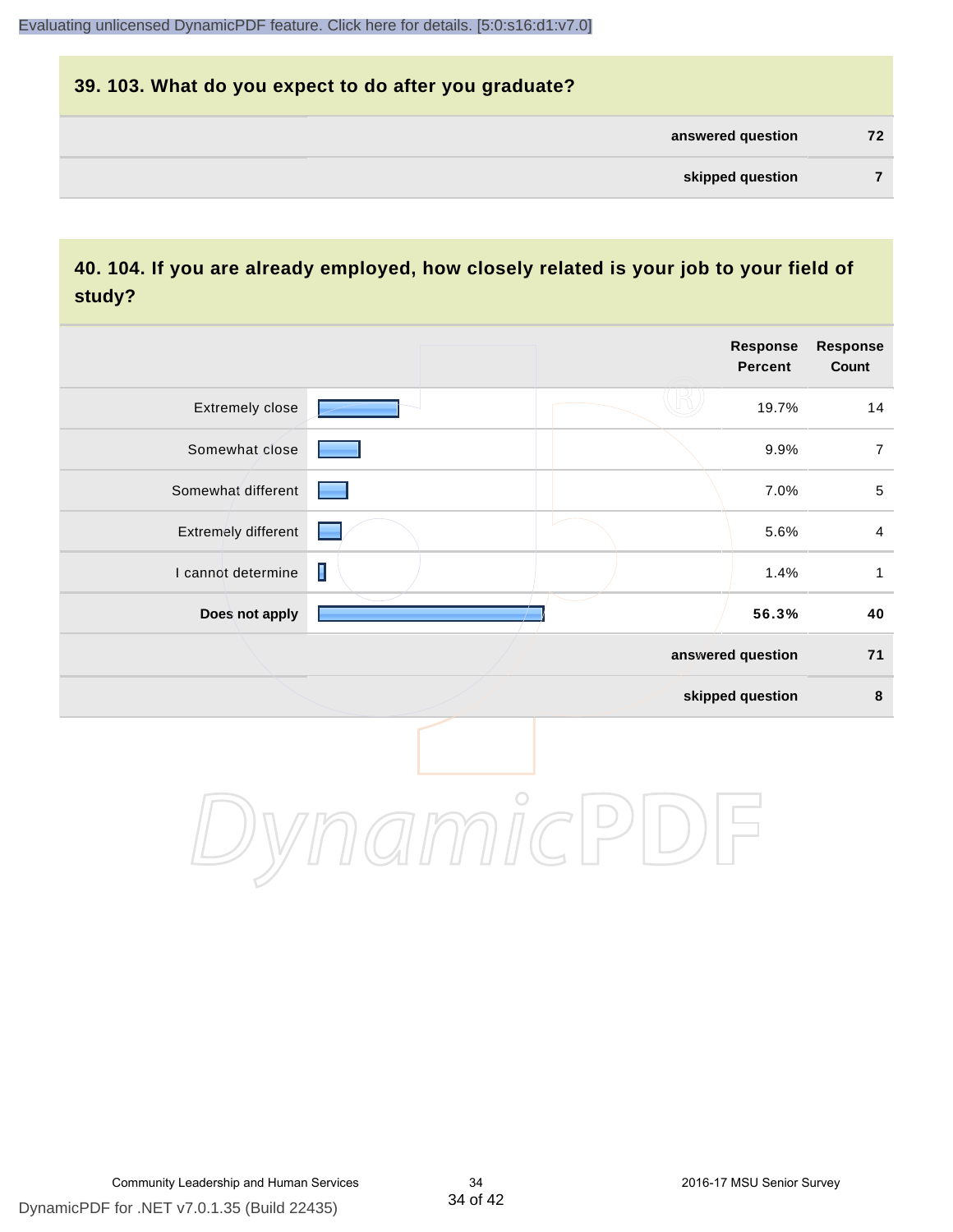## 39. 103. What do you expect to do after you graduate?

| | |
|---|---|
| **answered question** | **72** |
| **skipped question** | **7** |

## 40. 104. If you are already employed, how closely related is your job to your field of study?

| | Response Percent | Response Count |
|---|---|---|
| Extremely close | 19.7% | 14 |
| Somewhat close | 9.9% | 7 |
| Somewhat different | 7.0% | 5 |
| Extremely different | 5.6% | 4 |
| I cannot determine | 1.4% | 1 |
| **Does not apply** | **56.3%** | **40** |
| **answered question** | | **71** |
| **skipped question** | | **8** |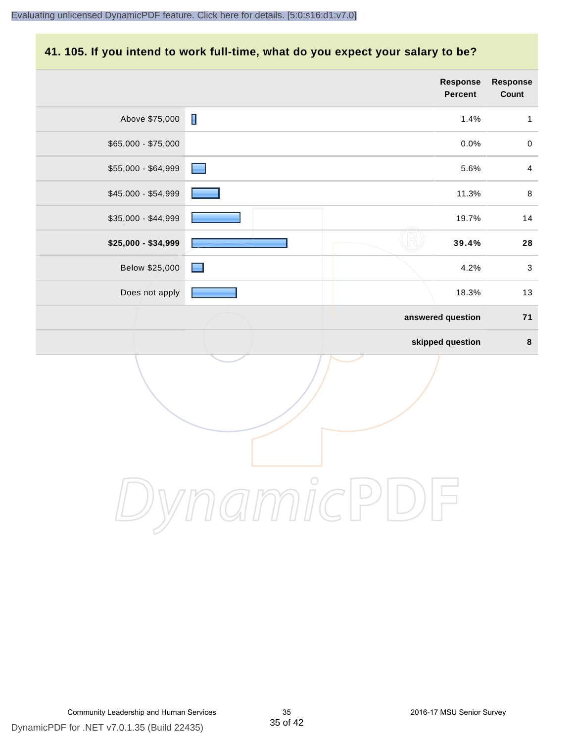## 41. 105. If you intend to work full-time, what do you expect your salary to be?

| | Response Percent | Response Count |
|---|---|---|
| Above $75,000 | 1.4% | 1 |
| $65,000 - $75,000 | 0.0% | 0 |
| $55,000 - $64,999 | 5.6% | 4 |
| $45,000 - $54,999 | 11.3% | 8 |
| $35,000 - $44,999 | 19.7% | 14 |
| **$25,000 - $34,999** | **39.4%** | **28** |
| Below $25,000 | 4.2% | 3 |
| Does not apply | 18.3% | 13 |
| | **answered question** | **71** |
| | **skipped question** | **8** |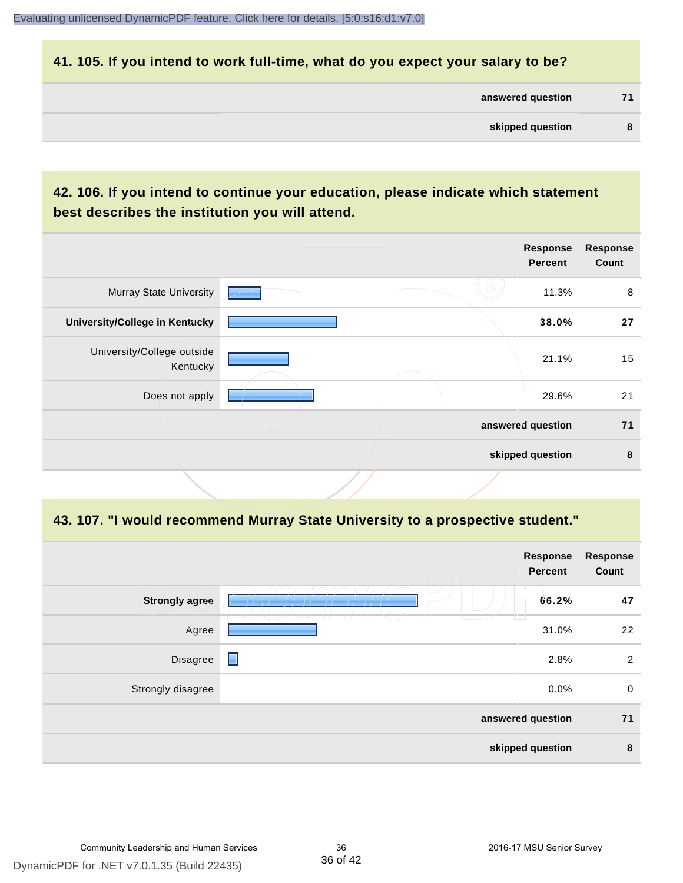## 41. 105. If you intend to work full-time, what do you expect your salary to be?

| | |
|---|---|
| answered question | 71 |
| skipped question | 8 |

## 42. 106. If you intend to continue your education, please indicate which statement best describes the institution you will attend.

| | Response Percent | Response Count |
|---|---|---|
| Murray State University | 11.3% | 8 |
| **University/College in Kentucky** | **38.0%** | **27** |
| University/College outside Kentucky | 21.1% | 15 |
| Does not apply | 29.6% | 21 |
| answered question | | 71 |
| skipped question | | 8 |

## 43. 107. "I would recommend Murray State University to a prospective student."

| | Response Percent | Response Count |
|---|---|---|
| **Strongly agree** | **66.2%** | **47** |
| Agree | 31.0% | 22 |
| Disagree | 2.8% | 2 |
| Strongly disagree | 0.0% | 0 |
| answered question | | 71 |
| skipped question | | 8 |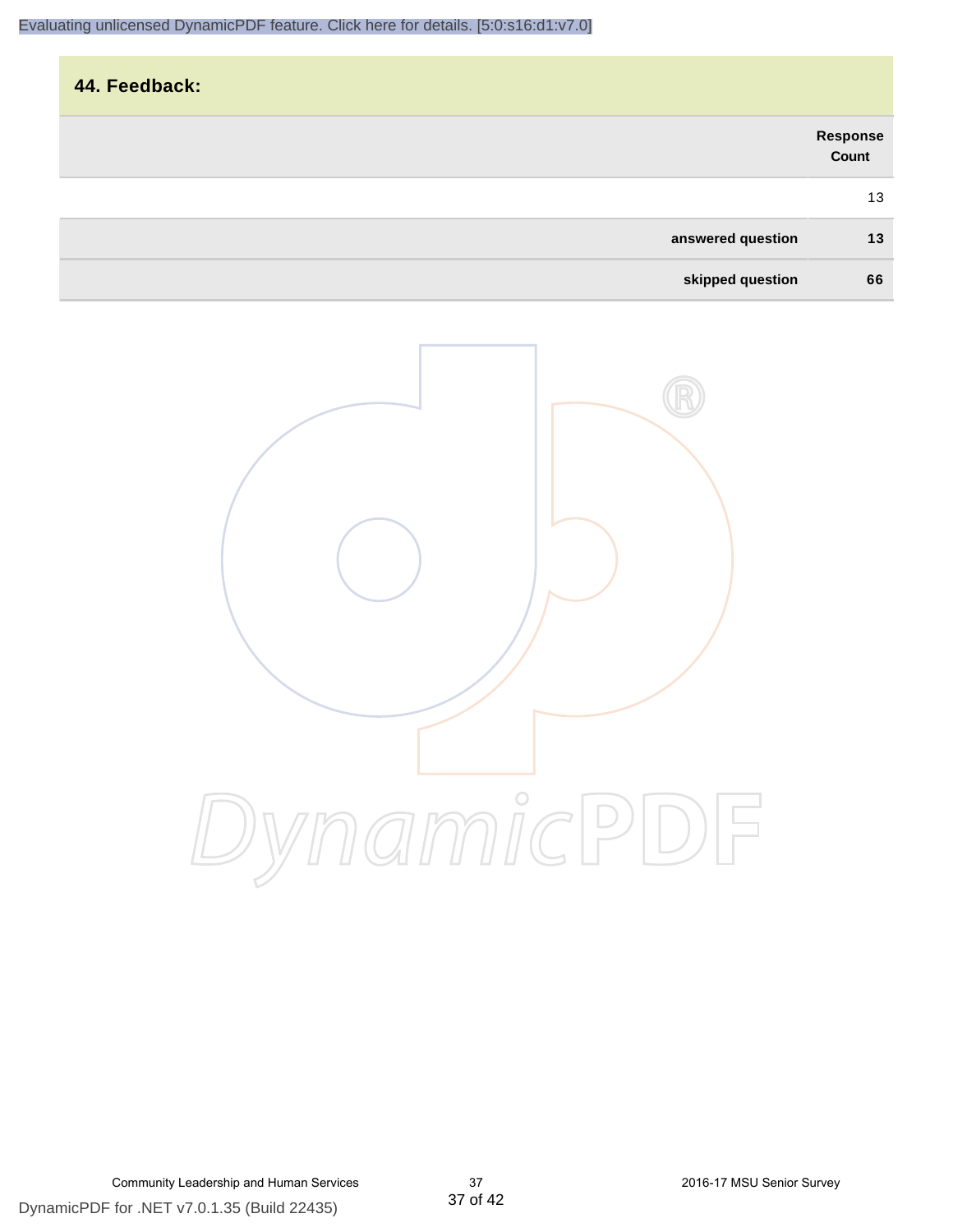## 44. Feedback:

| | Response Count |
|---|---|
| | 13 |
| **answered question** | **13** |
| **skipped question** | **66** |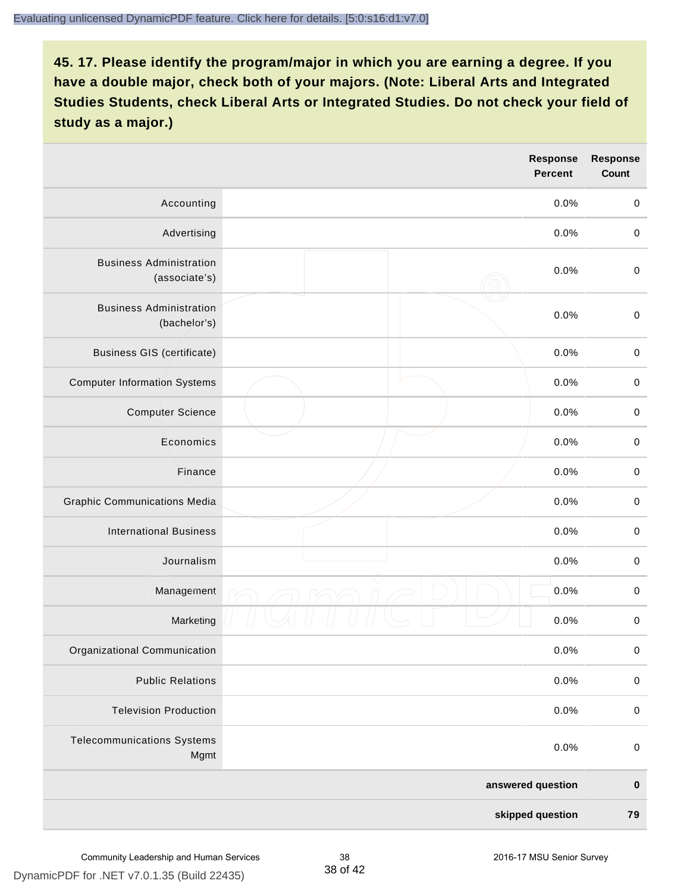**45. 17. Please identify the program/major in which you are earning a degree. If you have a double major, check both of your majors. (Note: Liberal Arts and Integrated Studies Students, check Liberal Arts or Integrated Studies. Do not check your field of study as a major.)**

| | | Response Percent | Response Count |
|---|---|---|---|
| Accounting | | 0.0% | 0 |
| Advertising | | 0.0% | 0 |
| Business Administration (associate's) | | 0.0% | 0 |
| Business Administration (bachelor's) | | 0.0% | 0 |
| Business GIS (certificate) | | 0.0% | 0 |
| Computer Information Systems | | 0.0% | 0 |
| Computer Science | | 0.0% | 0 |
| Economics | | 0.0% | 0 |
| Finance | | 0.0% | 0 |
| Graphic Communications Media | | 0.0% | 0 |
| International Business | | 0.0% | 0 |
| Journalism | | 0.0% | 0 |
| Management | | 0.0% | 0 |
| Marketing | | 0.0% | 0 |
| Organizational Communication | | 0.0% | 0 |
| Public Relations | | 0.0% | 0 |
| Television Production | | 0.0% | 0 |
| Telecommunications Systems Mgmt | | 0.0% | 0 |
| | | **answered question** | **0** |
| | | **skipped question** | **79** |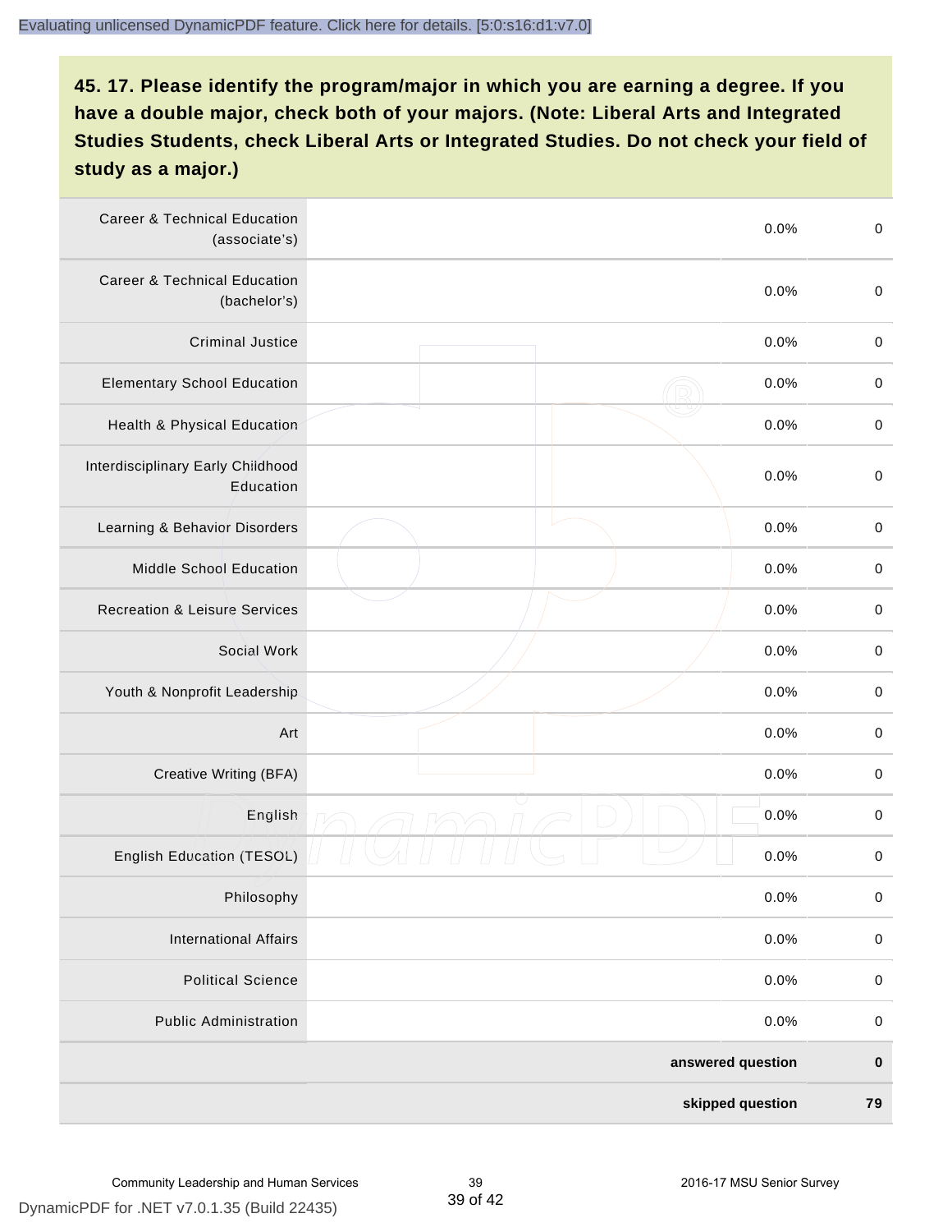## 45. 17. Please identify the program/major in which you are earning a degree. If you have a double major, check both of your majors. (Note: Liberal Arts and Integrated Studies Students, check Liberal Arts or Integrated Studies. Do not check your field of study as a major.)

| | | | |
|---|---|---|---|
| Career & Technical Education (associate's) | | 0.0% | 0 |
| Career & Technical Education (bachelor's) | | 0.0% | 0 |
| Criminal Justice | | 0.0% | 0 |
| Elementary School Education | | 0.0% | 0 |
| Health & Physical Education | | 0.0% | 0 |
| Interdisciplinary Early Childhood Education | | 0.0% | 0 |
| Learning & Behavior Disorders | | 0.0% | 0 |
| Middle School Education | | 0.0% | 0 |
| Recreation & Leisure Services | | 0.0% | 0 |
| Social Work | | 0.0% | 0 |
| Youth & Nonprofit Leadership | | 0.0% | 0 |
| Art | | 0.0% | 0 |
| Creative Writing (BFA) | | 0.0% | 0 |
| English | | 0.0% | 0 |
| English Education (TESOL) | | 0.0% | 0 |
| Philosophy | | 0.0% | 0 |
| International Affairs | | 0.0% | 0 |
| Political Science | | 0.0% | 0 |
| Public Administration | | 0.0% | 0 |
| | | **answered question** | **0** |
| | | **skipped question** | **79** |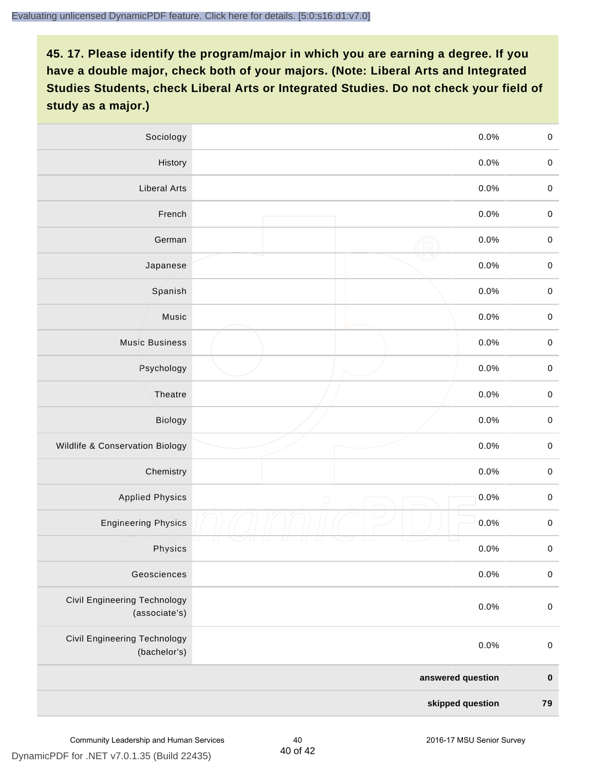**45. 17. Please identify the program/major in which you are earning a degree. If you have a double major, check both of your majors. (Note: Liberal Arts and Integrated Studies Students, check Liberal Arts or Integrated Studies. Do not check your field of study as a major.)**

| | | | |
|---|---|---|---|
| Sociology | | 0.0% | 0 |
| History | | 0.0% | 0 |
| Liberal Arts | | 0.0% | 0 |
| French | | 0.0% | 0 |
| German | | 0.0% | 0 |
| Japanese | | 0.0% | 0 |
| Spanish | | 0.0% | 0 |
| Music | | 0.0% | 0 |
| Music Business | | 0.0% | 0 |
| Psychology | | 0.0% | 0 |
| Theatre | | 0.0% | 0 |
| Biology | | 0.0% | 0 |
| Wildlife & Conservation Biology | | 0.0% | 0 |
| Chemistry | | 0.0% | 0 |
| Applied Physics | | 0.0% | 0 |
| Engineering Physics | | 0.0% | 0 |
| Physics | | 0.0% | 0 |
| Geosciences | | 0.0% | 0 |
| Civil Engineering Technology (associate's) | | 0.0% | 0 |
| Civil Engineering Technology (bachelor's) | | 0.0% | 0 |
| | | **answered question** | **0** |
| | | **skipped question** | **79** |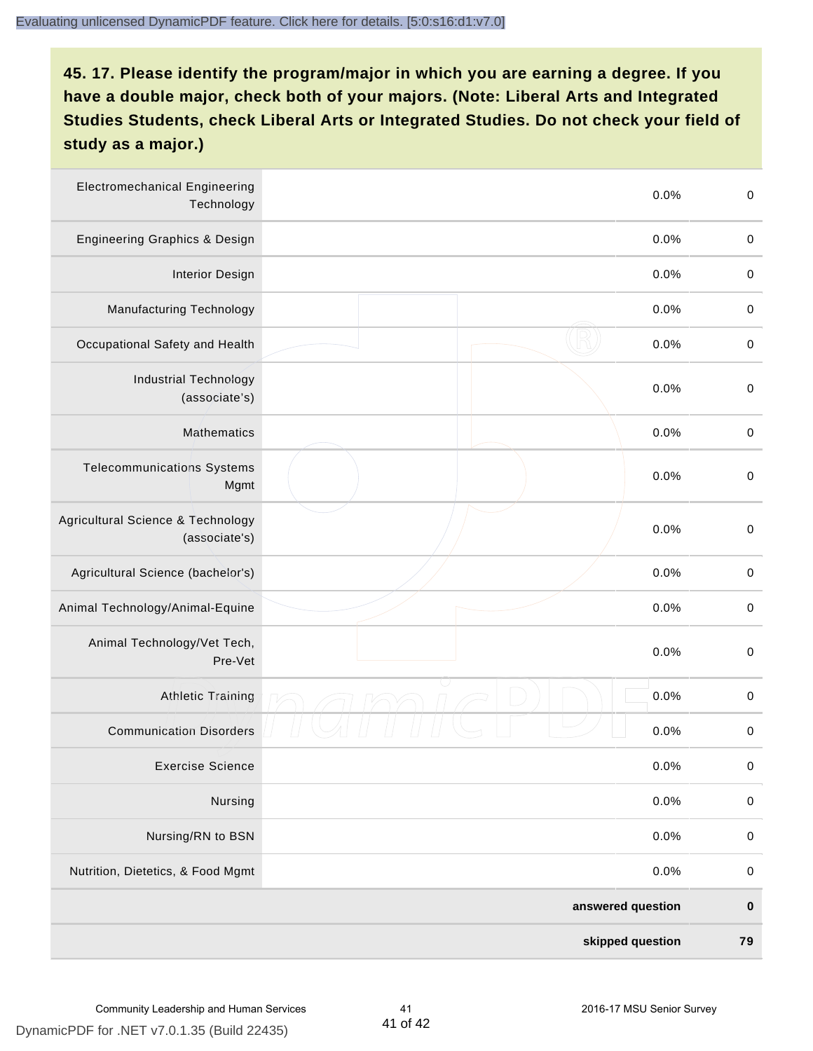## 45. 17. Please identify the program/major in which you are earning a degree. If you have a double major, check both of your majors. (Note: Liberal Arts and Integrated Studies Students, check Liberal Arts or Integrated Studies. Do not check your field of study as a major.)

| Program/Major | | Percent | Count |
|---|---|---|---|
| Electromechanical Engineering Technology | | 0.0% | 0 |
| Engineering Graphics & Design | | 0.0% | 0 |
| Interior Design | | 0.0% | 0 |
| Manufacturing Technology | | 0.0% | 0 |
| Occupational Safety and Health | | 0.0% | 0 |
| Industrial Technology (associate's) | | 0.0% | 0 |
| Mathematics | | 0.0% | 0 |
| Telecommunications Systems Mgmt | | 0.0% | 0 |
| Agricultural Science & Technology (associate's) | | 0.0% | 0 |
| Agricultural Science (bachelor's) | | 0.0% | 0 |
| Animal Technology/Animal-Equine | | 0.0% | 0 |
| Animal Technology/Vet Tech, Pre-Vet | | 0.0% | 0 |
| Athletic Training | | 0.0% | 0 |
| Communication Disorders | | 0.0% | 0 |
| Exercise Science | | 0.0% | 0 |
| Nursing | | 0.0% | 0 |
| Nursing/RN to BSN | | 0.0% | 0 |
| Nutrition, Dietetics, & Food Mgmt | | 0.0% | 0 |
| | | **answered question** | **0** |
| | | **skipped question** | **79** |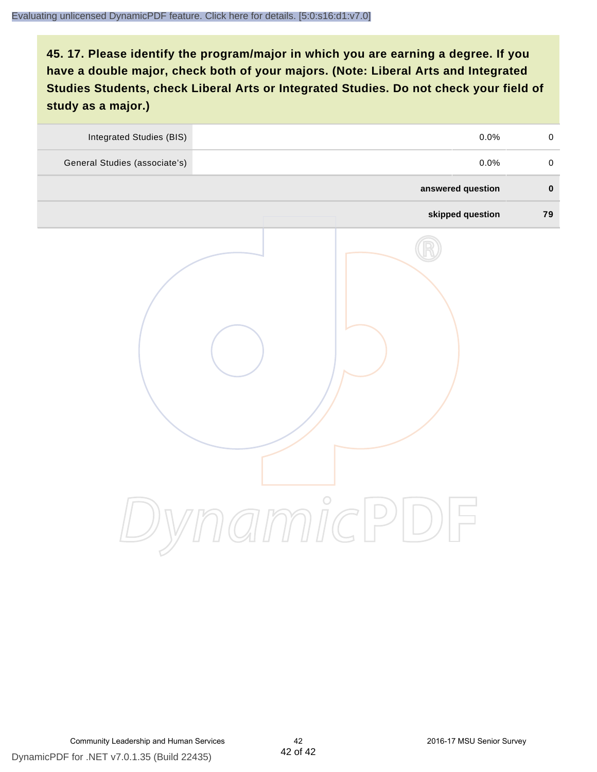**45. 17. Please identify the program/major in which you are earning a degree. If you have a double major, check both of your majors. (Note: Liberal Arts and Integrated Studies Students, check Liberal Arts or Integrated Studies. Do not check your field of study as a major.)**

| | | | |
|---|---|---|---|
| Integrated Studies (BIS) | | 0.0% | 0 |
| General Studies (associate's) | | 0.0% | 0 |
| | | **answered question** | **0** |
| | | **skipped question** | **79** |